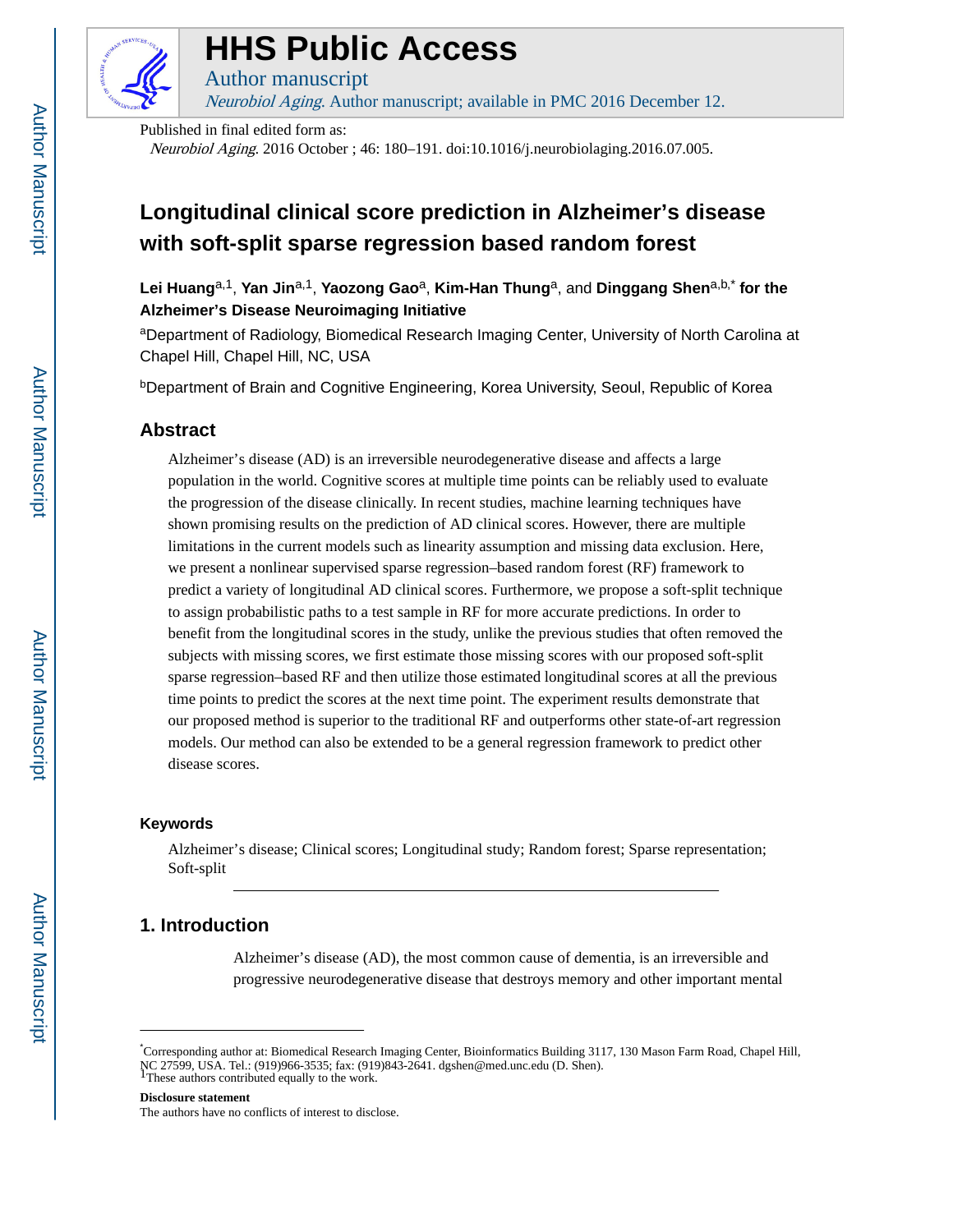# HHS Public Access

Author manuscript

*Neurobiol Aging*. Author manuscript; available in PMC 2016 December 12.

Published in final edited form as:

*Neurobiol Aging*. 2016 October ; 46: 180–191. doi:10.1016/j.neurobiolaging.2016.07.005.

# Longitudinal clinical score prediction in Alzheimer's disease with soft-split sparse regression based random forest

**Lei Huang**[a,1], **Yan Jin**[a,1], **Yaozong Gao**[a], **Kim-Han Thung**[a], and **Dinggang Shen**[a,b,*] **for the Alzheimer's Disease Neuroimaging Initiative**

[a]Department of Radiology, Biomedical Research Imaging Center, University of North Carolina at Chapel Hill, Chapel Hill, NC, USA

[b]Department of Brain and Cognitive Engineering, Korea University, Seoul, Republic of Korea

## Abstract

Alzheimer's disease (AD) is an irreversible neurodegenerative disease and affects a large population in the world. Cognitive scores at multiple time points can be reliably used to evaluate the progression of the disease clinically. In recent studies, machine learning techniques have shown promising results on the prediction of AD clinical scores. However, there are multiple limitations in the current models such as linearity assumption and missing data exclusion. Here, we present a nonlinear supervised sparse regression–based random forest (RF) framework to predict a variety of longitudinal AD clinical scores. Furthermore, we propose a soft-split technique to assign probabilistic paths to a test sample in RF for more accurate predictions. In order to benefit from the longitudinal scores in the study, unlike the previous studies that often removed the subjects with missing scores, we first estimate those missing scores with our proposed soft-split sparse regression–based RF and then utilize those estimated longitudinal scores at all the previous time points to predict the scores at the next time point. The experiment results demonstrate that our proposed method is superior to the traditional RF and outperforms other state-of-art regression models. Our method can also be extended to be a general regression framework to predict other disease scores.

### Keywords

Alzheimer's disease; Clinical scores; Longitudinal study; Random forest; Sparse representation; Soft-split

## 1. Introduction

Alzheimer's disease (AD), the most common cause of dementia, is an irreversible and progressive neurodegenerative disease that destroys memory and other important mental

[*]Corresponding author at: Biomedical Research Imaging Center, Bioinformatics Building 3117, 130 Mason Farm Road, Chapel Hill, NC 27599, USA. Tel.: (919)966-3535; fax: (919)843-2641. dgshen@med.unc.edu (D. Shen).

[1]These authors contributed equally to the work.

**Disclosure statement**

The authors have no conflicts of interest to disclose.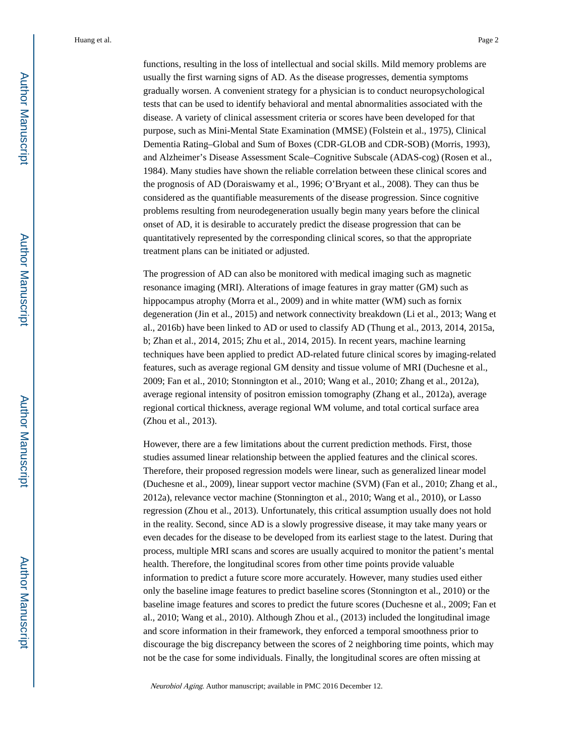functions, resulting in the loss of intellectual and social skills. Mild memory problems are usually the first warning signs of AD. As the disease progresses, dementia symptoms gradually worsen. A convenient strategy for a physician is to conduct neuropsychological tests that can be used to identify behavioral and mental abnormalities associated with the disease. A variety of clinical assessment criteria or scores have been developed for that purpose, such as Mini-Mental State Examination (MMSE) (Folstein et al., 1975), Clinical Dementia Rating–Global and Sum of Boxes (CDR-GLOB and CDR-SOB) (Morris, 1993), and Alzheimer's Disease Assessment Scale–Cognitive Subscale (ADAS-cog) (Rosen et al., 1984). Many studies have shown the reliable correlation between these clinical scores and the prognosis of AD (Doraiswamy et al., 1996; O'Bryant et al., 2008). They can thus be considered as the quantifiable measurements of the disease progression. Since cognitive problems resulting from neurodegeneration usually begin many years before the clinical onset of AD, it is desirable to accurately predict the disease progression that can be quantitatively represented by the corresponding clinical scores, so that the appropriate treatment plans can be initiated or adjusted.

The progression of AD can also be monitored with medical imaging such as magnetic resonance imaging (MRI). Alterations of image features in gray matter (GM) such as hippocampus atrophy (Morra et al., 2009) and in white matter (WM) such as fornix degeneration (Jin et al., 2015) and network connectivity breakdown (Li et al., 2013; Wang et al., 2016b) have been linked to AD or used to classify AD (Thung et al., 2013, 2014, 2015a, b; Zhan et al., 2014, 2015; Zhu et al., 2014, 2015). In recent years, machine learning techniques have been applied to predict AD-related future clinical scores by imaging-related features, such as average regional GM density and tissue volume of MRI (Duchesne et al., 2009; Fan et al., 2010; Stonnington et al., 2010; Wang et al., 2010; Zhang et al., 2012a), average regional intensity of positron emission tomography (Zhang et al., 2012a), average regional cortical thickness, average regional WM volume, and total cortical surface area (Zhou et al., 2013).

However, there are a few limitations about the current prediction methods. First, those studies assumed linear relationship between the applied features and the clinical scores. Therefore, their proposed regression models were linear, such as generalized linear model (Duchesne et al., 2009), linear support vector machine (SVM) (Fan et al., 2010; Zhang et al., 2012a), relevance vector machine (Stonnington et al., 2010; Wang et al., 2010), or Lasso regression (Zhou et al., 2013). Unfortunately, this critical assumption usually does not hold in the reality. Second, since AD is a slowly progressive disease, it may take many years or even decades for the disease to be developed from its earliest stage to the latest. During that process, multiple MRI scans and scores are usually acquired to monitor the patient's mental health. Therefore, the longitudinal scores from other time points provide valuable information to predict a future score more accurately. However, many studies used either only the baseline image features to predict baseline scores (Stonnington et al., 2010) or the baseline image features and scores to predict the future scores (Duchesne et al., 2009; Fan et al., 2010; Wang et al., 2010). Although Zhou et al., (2013) included the longitudinal image and score information in their framework, they enforced a temporal smoothness prior to discourage the big discrepancy between the scores of 2 neighboring time points, which may not be the case for some individuals. Finally, the longitudinal scores are often missing at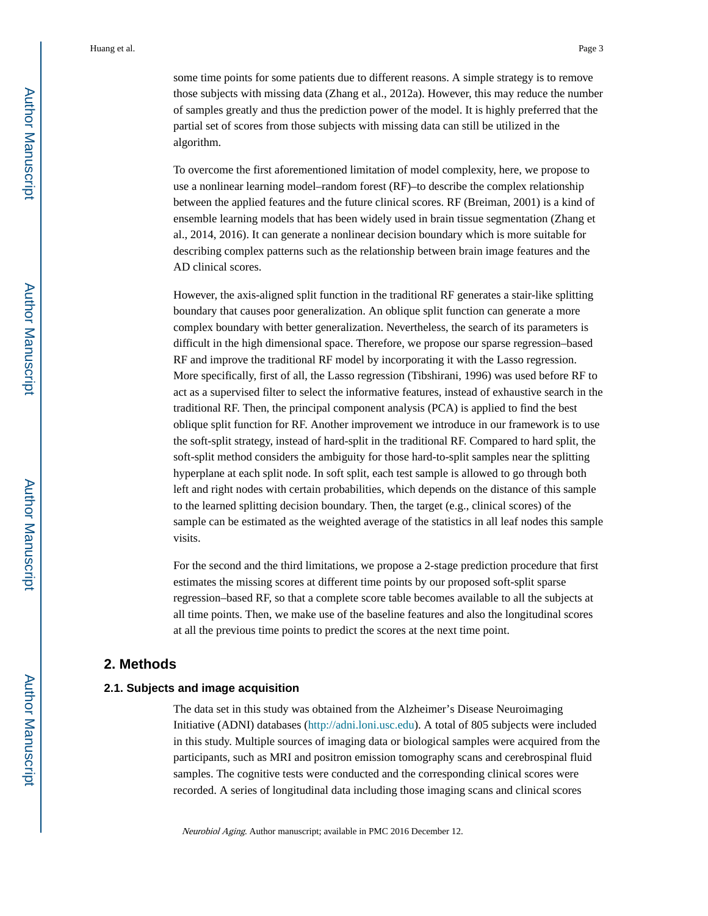some time points for some patients due to different reasons. A simple strategy is to remove those subjects with missing data (Zhang et al., 2012a). However, this may reduce the number of samples greatly and thus the prediction power of the model. It is highly preferred that the partial set of scores from those subjects with missing data can still be utilized in the algorithm.

To overcome the first aforementioned limitation of model complexity, here, we propose to use a nonlinear learning model–random forest (RF)–to describe the complex relationship between the applied features and the future clinical scores. RF (Breiman, 2001) is a kind of ensemble learning models that has been widely used in brain tissue segmentation (Zhang et al., 2014, 2016). It can generate a nonlinear decision boundary which is more suitable for describing complex patterns such as the relationship between brain image features and the AD clinical scores.

However, the axis-aligned split function in the traditional RF generates a stair-like splitting boundary that causes poor generalization. An oblique split function can generate a more complex boundary with better generalization. Nevertheless, the search of its parameters is difficult in the high dimensional space. Therefore, we propose our sparse regression–based RF and improve the traditional RF model by incorporating it with the Lasso regression. More specifically, first of all, the Lasso regression (Tibshirani, 1996) was used before RF to act as a supervised filter to select the informative features, instead of exhaustive search in the traditional RF. Then, the principal component analysis (PCA) is applied to find the best oblique split function for RF. Another improvement we introduce in our framework is to use the soft-split strategy, instead of hard-split in the traditional RF. Compared to hard split, the soft-split method considers the ambiguity for those hard-to-split samples near the splitting hyperplane at each split node. In soft split, each test sample is allowed to go through both left and right nodes with certain probabilities, which depends on the distance of this sample to the learned splitting decision boundary. Then, the target (e.g., clinical scores) of the sample can be estimated as the weighted average of the statistics in all leaf nodes this sample visits.

For the second and the third limitations, we propose a 2-stage prediction procedure that first estimates the missing scores at different time points by our proposed soft-split sparse regression–based RF, so that a complete score table becomes available to all the subjects at all time points. Then, we make use of the baseline features and also the longitudinal scores at all the previous time points to predict the scores at the next time point.

## 2. Methods

### 2.1. Subjects and image acquisition

The data set in this study was obtained from the Alzheimer's Disease Neuroimaging Initiative (ADNI) databases (http://adni.loni.usc.edu). A total of 805 subjects were included in this study. Multiple sources of imaging data or biological samples were acquired from the participants, such as MRI and positron emission tomography scans and cerebrospinal fluid samples. The cognitive tests were conducted and the corresponding clinical scores were recorded. A series of longitudinal data including those imaging scans and clinical scores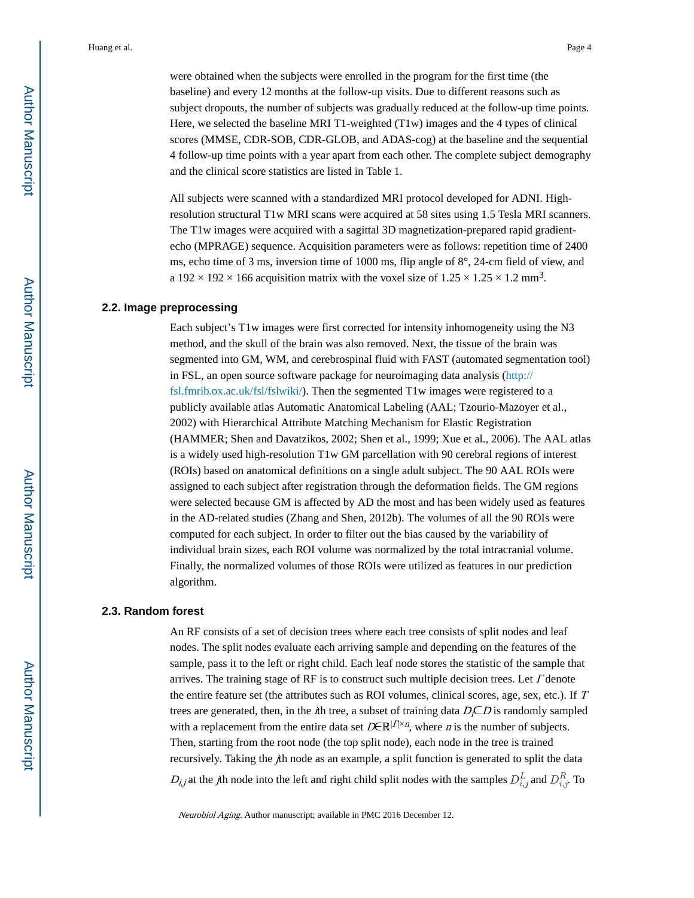were obtained when the subjects were enrolled in the program for the first time (the baseline) and every 12 months at the follow-up visits. Due to different reasons such as subject dropouts, the number of subjects was gradually reduced at the follow-up time points. Here, we selected the baseline MRI T1-weighted (T1w) images and the 4 types of clinical scores (MMSE, CDR-SOB, CDR-GLOB, and ADAS-cog) at the baseline and the sequential 4 follow-up time points with a year apart from each other. The complete subject demography and the clinical score statistics are listed in Table 1.

All subjects were scanned with a standardized MRI protocol developed for ADNI. High-resolution structural T1w MRI scans were acquired at 58 sites using 1.5 Tesla MRI scanners. The T1w images were acquired with a sagittal 3D magnetization-prepared rapid gradient-echo (MPRAGE) sequence. Acquisition parameters were as follows: repetition time of 2400 ms, echo time of 3 ms, inversion time of 1000 ms, flip angle of 8°, 24-cm field of view, and a 192 × 192 × 166 acquisition matrix with the voxel size of 1.25 × 1.25 × 1.2 $mm^3$.

### 2.2. Image preprocessing

Each subject's T1w images were first corrected for intensity inhomogeneity using the N3 method, and the skull of the brain was also removed. Next, the tissue of the brain was segmented into GM, WM, and cerebrospinal fluid with FAST (automated segmentation tool) in FSL, an open source software package for neuroimaging data analysis (http://fsl.fmrib.ox.ac.uk/fsl/fslwiki/). Then the segmented T1w images were registered to a publicly available atlas Automatic Anatomical Labeling (AAL; Tzourio-Mazoyer et al., 2002) with Hierarchical Attribute Matching Mechanism for Elastic Registration (HAMMER; Shen and Davatzikos, 2002; Shen et al., 1999; Xue et al., 2006). The AAL atlas is a widely used high-resolution T1w GM parcellation with 90 cerebral regions of interest (ROIs) based on anatomical definitions on a single adult subject. The 90 AAL ROIs were assigned to each subject after registration through the deformation fields. The GM regions were selected because GM is affected by AD the most and has been widely used as features in the AD-related studies (Zhang and Shen, 2012b). The volumes of all the 90 ROIs were computed for each subject. In order to filter out the bias caused by the variability of individual brain sizes, each ROI volume was normalized by the total intracranial volume. Finally, the normalized volumes of those ROIs were utilized as features in our prediction algorithm.

### 2.3. Random forest

An RF consists of a set of decision trees where each tree consists of split nodes and leaf nodes. The split nodes evaluate each arriving sample and depending on the features of the sample, pass it to the left or right child. Each leaf node stores the statistic of the sample that arrives. The training stage of RF is to construct such multiple decision trees. Let $\Gamma$ denote the entire feature set (the attributes such as ROI volumes, clinical scores, age, sex, etc.). If $T$ trees are generated, then, in the $i$th tree, a subset of training data $D_i \subset D$ is randomly sampled with a replacement from the entire data set $D \in \mathbb{R}^{|\Gamma| \times n}$, where $n$ is the number of subjects. Then, starting from the root node (the top split node), each node in the tree is trained recursively. Taking the $j$th node as an example, a split function is generated to split the data $D_{i,j}$ at the $j$th node into the left and right child split nodes with the samples $D_{i,j}^{L}$ and $D_{i,j}^{R}$. To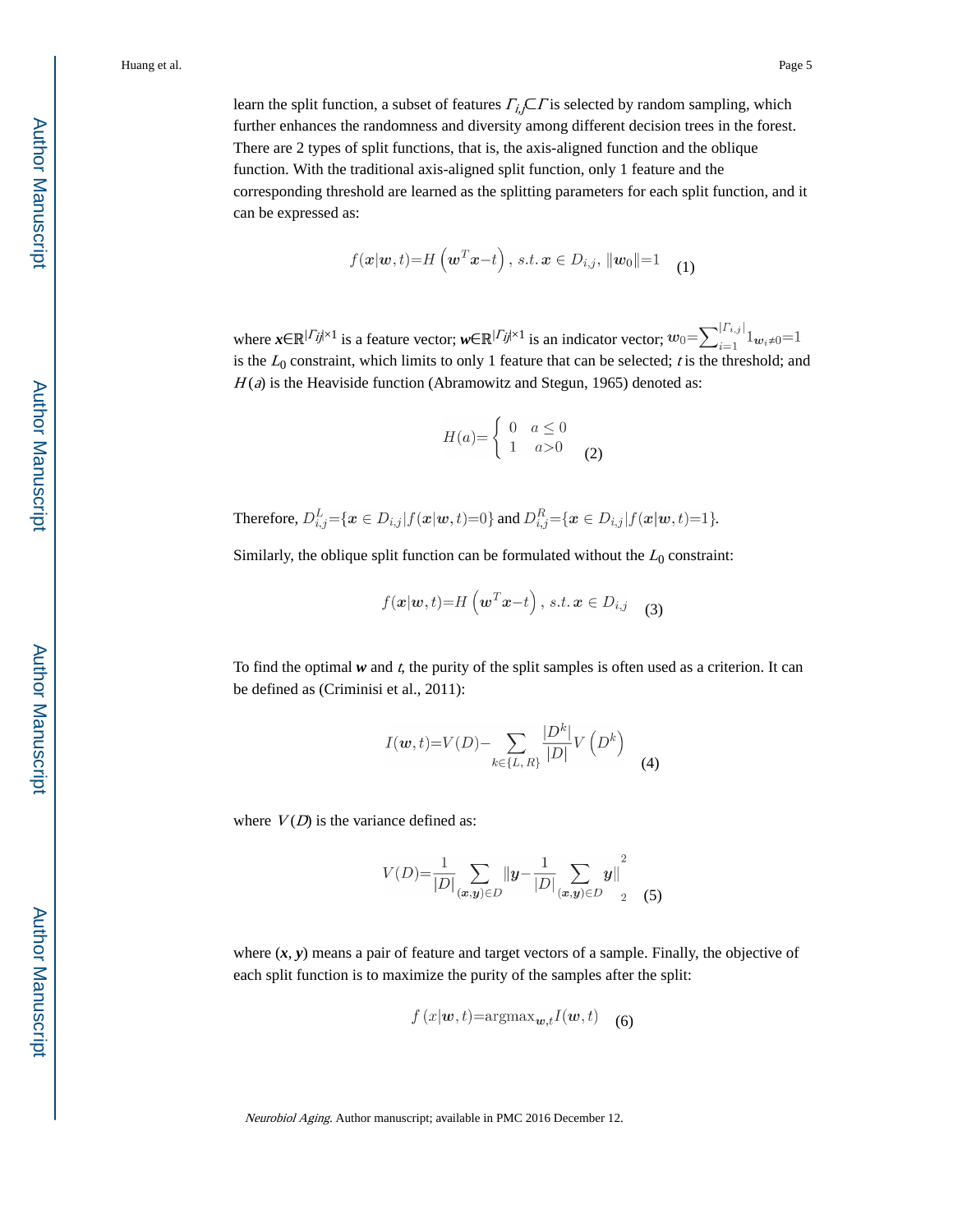learn the split function, a subset of features $\Gamma_{i,j} \subset \Gamma$ is selected by random sampling, which further enhances the randomness and diversity among different decision trees in the forest. There are 2 types of split functions, that is, the axis-aligned function and the oblique function. With the traditional axis-aligned split function, only 1 feature and the corresponding threshold are learned as the splitting parameters for each split function, and it can be expressed as:

$$f(\boldsymbol{x}|\boldsymbol{w}, t)=H\left(\boldsymbol{w}^T\boldsymbol{x}-t\right), \; s.t. \; \boldsymbol{x} \in D_{i,j}, \; \|\boldsymbol{w}_0\|=1 \quad (1)$$

where $\boldsymbol{x} \in \mathbb{R}^{|\Gamma_{ij}| \times 1}$ is a feature vector; $\boldsymbol{w} \in \mathbb{R}^{|\Gamma_{ij}| \times 1}$ is an indicator vector; $w_0=\sum_{i=1}^{|\Gamma_{i,j}|} 1_{\boldsymbol{w}_i \neq 0}=1$ is the $L_0$ constraint, which limits to only 1 feature that can be selected; $t$ is the threshold; and $H(a)$ is the Heaviside function (Abramowitz and Stegun, 1965) denoted as:

$$H(a)=\begin{cases} 0 & a \leq 0 \\ 1 & a>0 \end{cases} \quad (2)$$

Therefore, $D_{i,j}^L=\{\boldsymbol{x} \in D_{i,j} | f(\boldsymbol{x}|\boldsymbol{w}, t)=0\}$ and $D_{i,j}^R=\{\boldsymbol{x} \in D_{i,j} | f(\boldsymbol{x}|\boldsymbol{w}, t)=1\}$.

Similarly, the oblique split function can be formulated without the $L_0$ constraint:

$$f(\boldsymbol{x}|\boldsymbol{w}, t)=H\left(\boldsymbol{w}^T\boldsymbol{x}-t\right), \; s.t. \; \boldsymbol{x} \in D_{i,j} \quad (3)$$

To find the optimal $\boldsymbol{w}$ and $t$, the purity of the split samples is often used as a criterion. It can be defined as (Criminisi et al., 2011):

$$I(\boldsymbol{w}, t)=V(D)-\sum_{k \in \{L, R\}} \frac{|D^k|}{|D|} V\left(D^k\right) \quad (4)$$

where $V(D)$ is the variance defined as:

$$V(D)=\frac{1}{|D|} \sum_{(\boldsymbol{x}, \boldsymbol{y}) \in D} \left\|\boldsymbol{y}-\frac{1}{|D|} \sum_{(\boldsymbol{x}, \boldsymbol{y}) \in D} \boldsymbol{y}\right\|_2^2 \quad (5)$$

where $(\boldsymbol{x}, \boldsymbol{y})$ means a pair of feature and target vectors of a sample. Finally, the objective of each split function is to maximize the purity of the samples after the split:

$$f(x|\boldsymbol{w}, t)=\mathrm{argmax}_{\boldsymbol{w}, t} I(\boldsymbol{w}, t) \quad (6)$$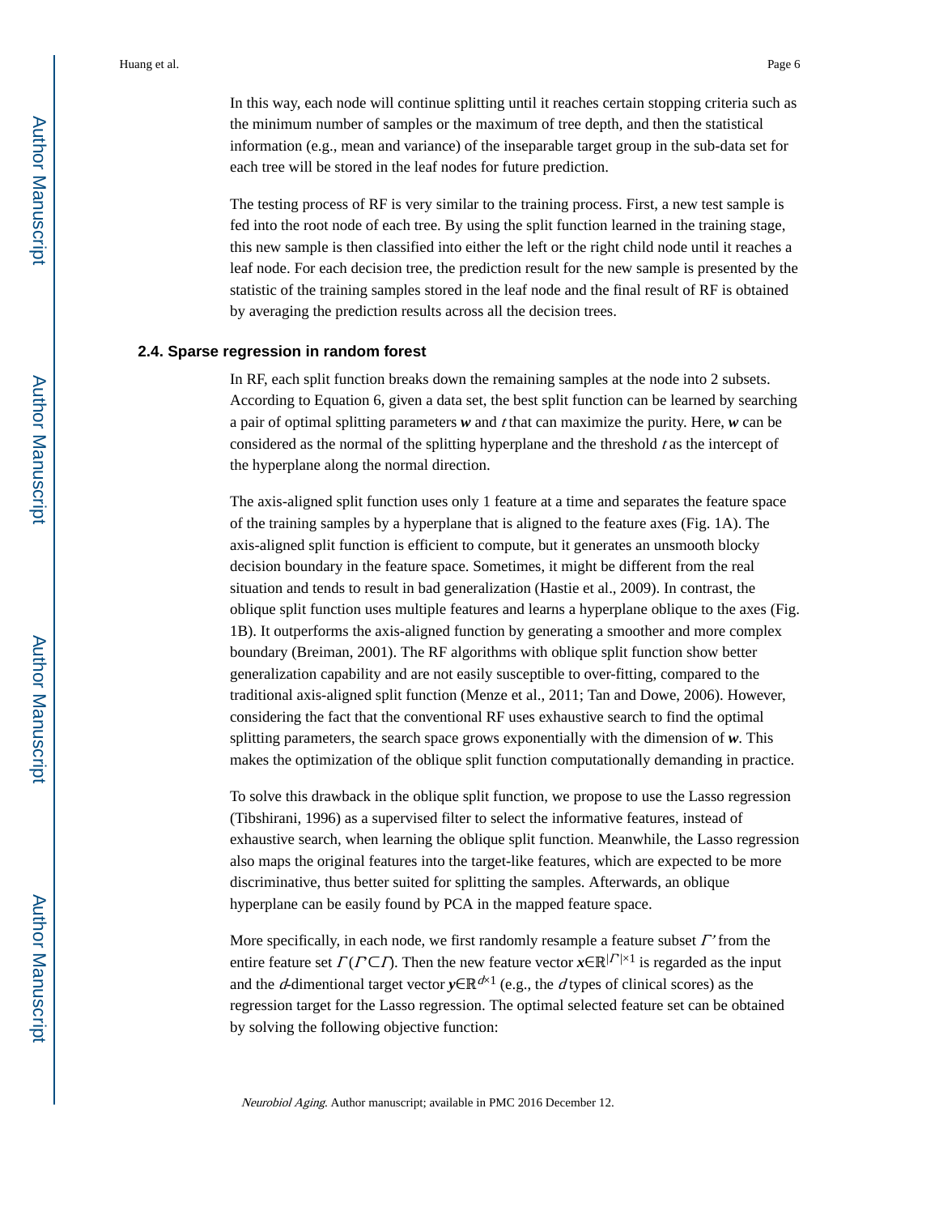In this way, each node will continue splitting until it reaches certain stopping criteria such as the minimum number of samples or the maximum of tree depth, and then the statistical information (e.g., mean and variance) of the inseparable target group in the sub-data set for each tree will be stored in the leaf nodes for future prediction.

The testing process of RF is very similar to the training process. First, a new test sample is fed into the root node of each tree. By using the split function learned in the training stage, this new sample is then classified into either the left or the right child node until it reaches a leaf node. For each decision tree, the prediction result for the new sample is presented by the statistic of the training samples stored in the leaf node and the final result of RF is obtained by averaging the prediction results across all the decision trees.

### 2.4. Sparse regression in random forest

In RF, each split function breaks down the remaining samples at the node into 2 subsets. According to Equation 6, given a data set, the best split function can be learned by searching a pair of optimal splitting parameters $\boldsymbol{w}$ and $t$ that can maximize the purity. Here, $\boldsymbol{w}$ can be considered as the normal of the splitting hyperplane and the threshold $t$ as the intercept of the hyperplane along the normal direction.

The axis-aligned split function uses only 1 feature at a time and separates the feature space of the training samples by a hyperplane that is aligned to the feature axes (Fig. 1A). The axis-aligned split function is efficient to compute, but it generates an unsmooth blocky decision boundary in the feature space. Sometimes, it might be different from the real situation and tends to result in bad generalization (Hastie et al., 2009). In contrast, the oblique split function uses multiple features and learns a hyperplane oblique to the axes (Fig. 1B). It outperforms the axis-aligned function by generating a smoother and more complex boundary (Breiman, 2001). The RF algorithms with oblique split function show better generalization capability and are not easily susceptible to over-fitting, compared to the traditional axis-aligned split function (Menze et al., 2011; Tan and Dowe, 2006). However, considering the fact that the conventional RF uses exhaustive search to find the optimal splitting parameters, the search space grows exponentially with the dimension of $\boldsymbol{w}$. This makes the optimization of the oblique split function computationally demanding in practice.

To solve this drawback in the oblique split function, we propose to use the Lasso regression (Tibshirani, 1996) as a supervised filter to select the informative features, instead of exhaustive search, when learning the oblique split function. Meanwhile, the Lasso regression also maps the original features into the target-like features, which are expected to be more discriminative, thus better suited for splitting the samples. Afterwards, an oblique hyperplane can be easily found by PCA in the mapped feature space.

More specifically, in each node, we first randomly resample a feature subset $\Gamma'$ from the entire feature set $\Gamma$ ($\Gamma' \subset \Gamma$). Then the new feature vector $\boldsymbol{x} \in \mathbb{R}^{|\Gamma'| \times 1}$ is regarded as the input and the $d$-dimentional target vector $\boldsymbol{y} \in \mathbb{R}^{d \times 1}$ (e.g., the $d$ types of clinical scores) as the regression target for the Lasso regression. The optimal selected feature set can be obtained by solving the following objective function: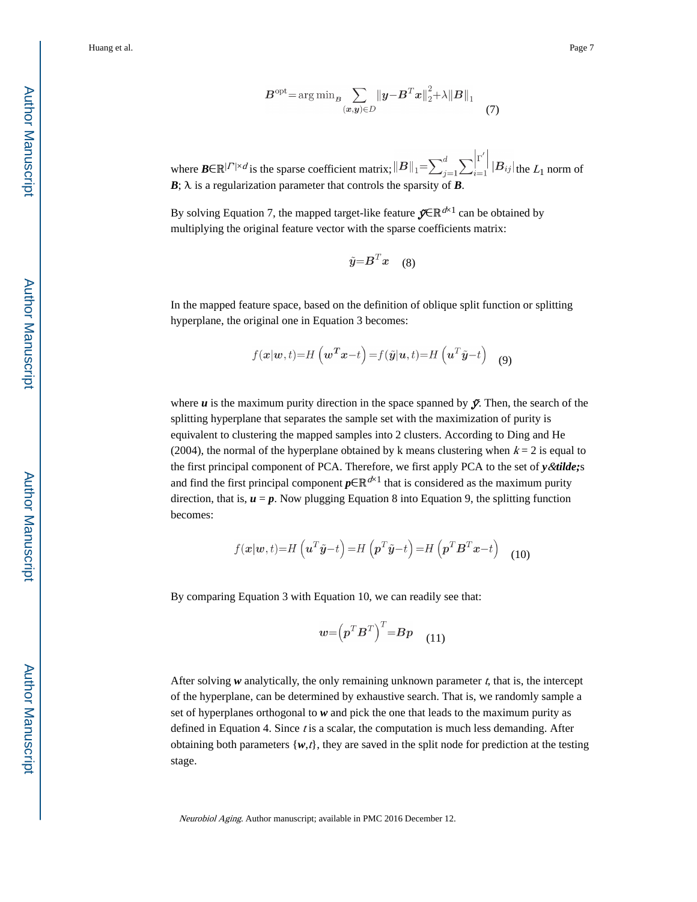$$\boldsymbol{B}^{\text{opt}} = \arg\min_{\boldsymbol{B}} \sum_{(\boldsymbol{x},\boldsymbol{y})\in D} \|\boldsymbol{y} - \boldsymbol{B}^T\boldsymbol{x}\|_2^2 + \lambda\|\boldsymbol{B}\|_1 \quad (7)$$

where $\boldsymbol{B} \in \mathbb{R}^{|\Gamma'| \times d}$ is the sparse coefficient matrix; $\|\boldsymbol{B}\|_1 = \sum_{j=1}^{d} \sum_{i=1}^{|\Gamma'|} |\boldsymbol{B}_{ij}|$ the $L_1$ norm of $\boldsymbol{B}$; λ is a regularization parameter that controls the sparsity of $\boldsymbol{B}$.

By solving Equation 7, the mapped target-like feature $\tilde{\boldsymbol{y}} \in \mathbb{R}^{d \times 1}$ can be obtained by multiplying the original feature vector with the sparse coefficients matrix:

$$\tilde{\boldsymbol{y}} = \boldsymbol{B}^T\boldsymbol{x} \quad (8)$$

In the mapped feature space, based on the definition of oblique split function or splitting hyperplane, the original one in Equation 3 becomes:

$$f(\boldsymbol{x}|\boldsymbol{w}, t) = H\left(\boldsymbol{w}^T\boldsymbol{x} - t\right) = f(\tilde{\boldsymbol{y}}|\boldsymbol{u}, t) = H\left(\boldsymbol{u}^T\tilde{\boldsymbol{y}} - t\right) \quad (9)$$

where $\boldsymbol{u}$ is the maximum purity direction in the space spanned by $\tilde{\boldsymbol{y}}$. Then, the search of the splitting hyperplane that separates the sample set with the maximization of purity is equivalent to clustering the mapped samples into 2 clusters. According to Ding and He (2004), the normal of the hyperplane obtained by k means clustering when $k = 2$ is equal to the first principal component of PCA. Therefore, we first apply PCA to the set of $\tilde{\boldsymbol{y}}$s and find the first principal component $\boldsymbol{p} \in \mathbb{R}^{d \times 1}$ that is considered as the maximum purity direction, that is, $\boldsymbol{u} = \boldsymbol{p}$. Now plugging Equation 8 into Equation 9, the splitting function becomes:

$$f(\boldsymbol{x}|\boldsymbol{w}, t) = H\left(\boldsymbol{u}^T\tilde{\boldsymbol{y}} - t\right) = H\left(\boldsymbol{p}^T\tilde{\boldsymbol{y}} - t\right) = H\left(\boldsymbol{p}^T\boldsymbol{B}^T\boldsymbol{x} - t\right) \quad (10)$$

By comparing Equation 3 with Equation 10, we can readily see that:

$$\boldsymbol{w} = \left(\boldsymbol{p}^T\boldsymbol{B}^T\right)^T = \boldsymbol{B}\boldsymbol{p} \quad (11)$$

After solving $\boldsymbol{w}$ analytically, the only remaining unknown parameter $t$, that is, the intercept of the hyperplane, can be determined by exhaustive search. That is, we randomly sample a set of hyperplanes orthogonal to $\boldsymbol{w}$ and pick the one that leads to the maximum purity as defined in Equation 4. Since $t$ is a scalar, the computation is much less demanding. After obtaining both parameters $\{\boldsymbol{w}, t\}$, they are saved in the split node for prediction at the testing stage.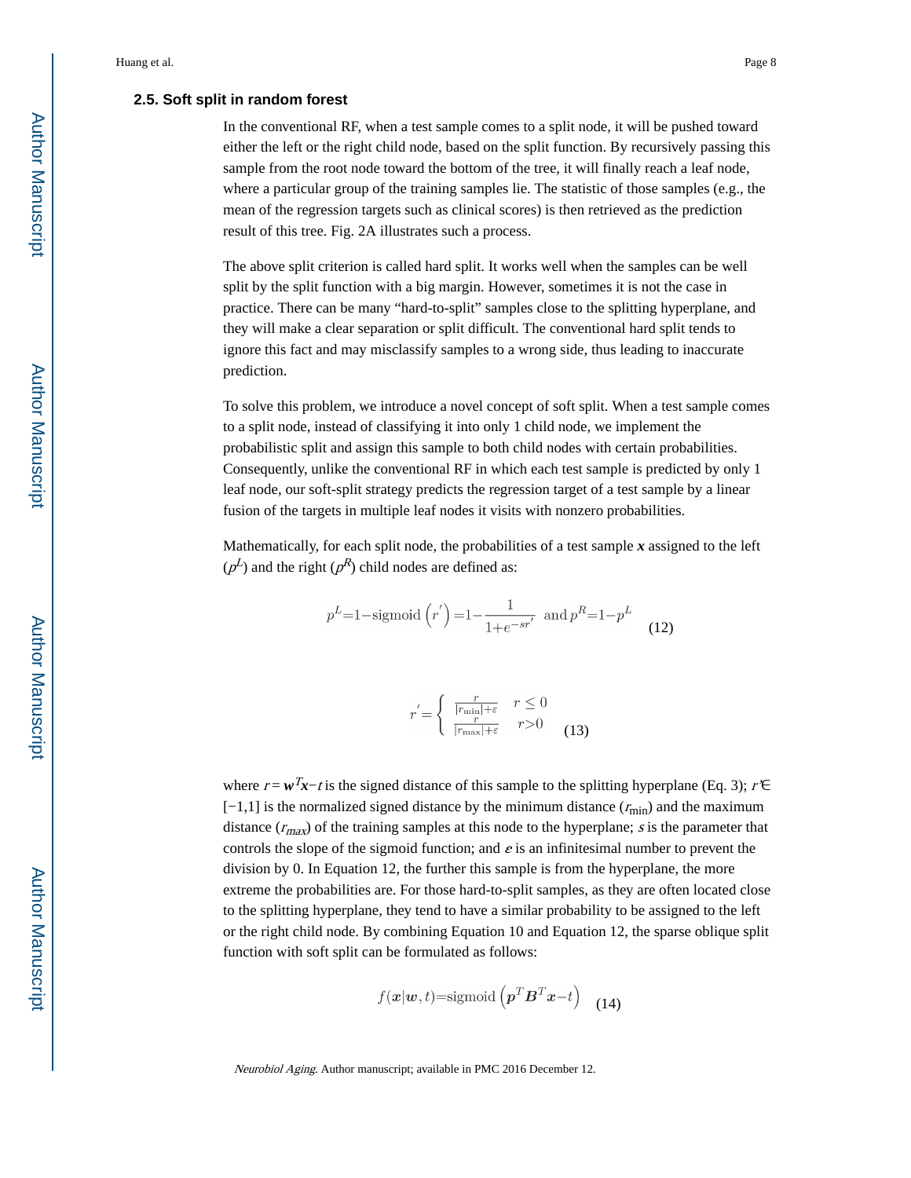### 2.5. Soft split in random forest

In the conventional RF, when a test sample comes to a split node, it will be pushed toward either the left or the right child node, based on the split function. By recursively passing this sample from the root node toward the bottom of the tree, it will finally reach a leaf node, where a particular group of the training samples lie. The statistic of those samples (e.g., the mean of the regression targets such as clinical scores) is then retrieved as the prediction result of this tree. Fig. 2A illustrates such a process.

The above split criterion is called hard split. It works well when the samples can be well split by the split function with a big margin. However, sometimes it is not the case in practice. There can be many "hard-to-split" samples close to the splitting hyperplane, and they will make a clear separation or split difficult. The conventional hard split tends to ignore this fact and may misclassify samples to a wrong side, thus leading to inaccurate prediction.

To solve this problem, we introduce a novel concept of soft split. When a test sample comes to a split node, instead of classifying it into only 1 child node, we implement the probabilistic split and assign this sample to both child nodes with certain probabilities. Consequently, unlike the conventional RF in which each test sample is predicted by only 1 leaf node, our soft-split strategy predicts the regression target of a test sample by a linear fusion of the targets in multiple leaf nodes it visits with nonzero probabilities.

Mathematically, for each split node, the probabilities of a test sample $\boldsymbol{x}$ assigned to the left ($p^L$) and the right ($p^R$) child nodes are defined as:

$$p^L = 1 - \text{sigmoid}\left(r'\right) = 1 - \frac{1}{1+e^{-sr'}} \;\text{ and } p^R = 1 - p^L \qquad (12)$$

$$r' = \begin{cases} \frac{r}{|r_{\min}|+\varepsilon} & r \le 0 \\ \frac{r}{|r_{\max}|+\varepsilon} & r > 0 \end{cases} \qquad (13)$$

where $r = \boldsymbol{w}^T\boldsymbol{x} - t$ is the signed distance of this sample to the splitting hyperplane (Eq. 3); $r' \in [-1,1]$ is the normalized signed distance by the minimum distance ($r_{\min}$) and the maximum distance ($r_{max}$) of the training samples at this node to the hyperplane; $s$ is the parameter that controls the slope of the sigmoid function; and $\varepsilon$ is an infinitesimal number to prevent the division by 0. In Equation 12, the further this sample is from the hyperplane, the more extreme the probabilities are. For those hard-to-split samples, as they are often located close to the splitting hyperplane, they tend to have a similar probability to be assigned to the left or the right child node. By combining Equation 10 and Equation 12, the sparse oblique split function with soft split can be formulated as follows:

$$f(\boldsymbol{x}|\boldsymbol{w}, t) = \text{sigmoid}\left(\boldsymbol{p}^T\boldsymbol{B}^T\boldsymbol{x} - t\right) \qquad (14)$$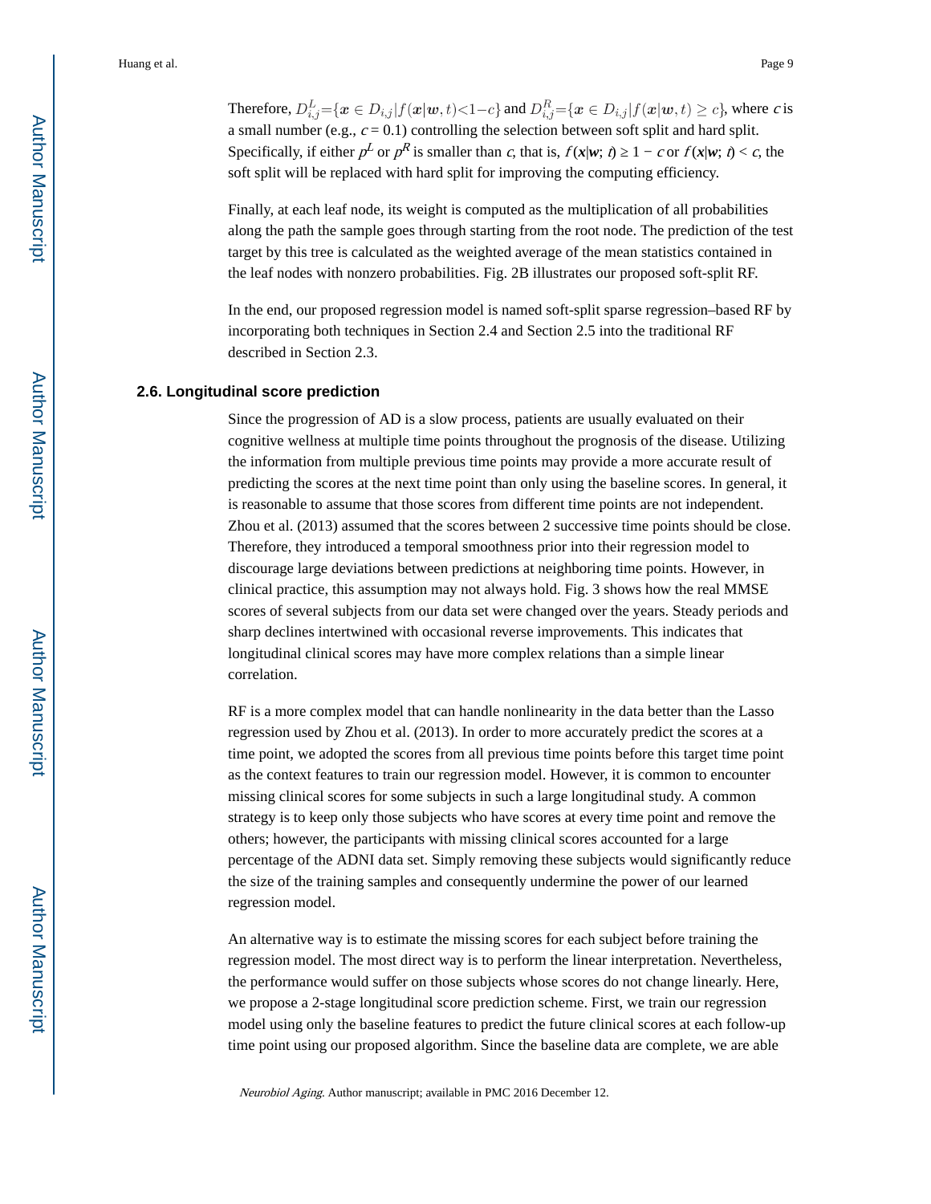Therefore, $D_{i,j}^L = \{\boldsymbol{x} \in D_{i,j} | f(\boldsymbol{x}|\boldsymbol{w}, t) < 1 - c\}$ and $D_{i,j}^R = \{\boldsymbol{x} \in D_{i,j} | f(\boldsymbol{x}|\boldsymbol{w}, t) \geq c\}$, where $c$ is a small number (e.g., $c = 0.1$) controlling the selection between soft split and hard split. Specifically, if either $p^L$ or $p^R$ is smaller than $c$, that is, $f(\boldsymbol{x}|\boldsymbol{w};\ t) \geq 1 - c$ or $f(\boldsymbol{x}|\boldsymbol{w};\ t) < c$, the soft split will be replaced with hard split for improving the computing efficiency.

Finally, at each leaf node, its weight is computed as the multiplication of all probabilities along the path the sample goes through starting from the root node. The prediction of the test target by this tree is calculated as the weighted average of the mean statistics contained in the leaf nodes with nonzero probabilities. Fig. 2B illustrates our proposed soft-split RF.

In the end, our proposed regression model is named soft-split sparse regression–based RF by incorporating both techniques in Section 2.4 and Section 2.5 into the traditional RF described in Section 2.3.

### 2.6. Longitudinal score prediction

Since the progression of AD is a slow process, patients are usually evaluated on their cognitive wellness at multiple time points throughout the prognosis of the disease. Utilizing the information from multiple previous time points may provide a more accurate result of predicting the scores at the next time point than only using the baseline scores. In general, it is reasonable to assume that those scores from different time points are not independent. Zhou et al. (2013) assumed that the scores between 2 successive time points should be close. Therefore, they introduced a temporal smoothness prior into their regression model to discourage large deviations between predictions at neighboring time points. However, in clinical practice, this assumption may not always hold. Fig. 3 shows how the real MMSE scores of several subjects from our data set were changed over the years. Steady periods and sharp declines intertwined with occasional reverse improvements. This indicates that longitudinal clinical scores may have more complex relations than a simple linear correlation.

RF is a more complex model that can handle nonlinearity in the data better than the Lasso regression used by Zhou et al. (2013). In order to more accurately predict the scores at a time point, we adopted the scores from all previous time points before this target time point as the context features to train our regression model. However, it is common to encounter missing clinical scores for some subjects in such a large longitudinal study. A common strategy is to keep only those subjects who have scores at every time point and remove the others; however, the participants with missing clinical scores accounted for a large percentage of the ADNI data set. Simply removing these subjects would significantly reduce the size of the training samples and consequently undermine the power of our learned regression model.

An alternative way is to estimate the missing scores for each subject before training the regression model. The most direct way is to perform the linear interpretation. Nevertheless, the performance would suffer on those subjects whose scores do not change linearly. Here, we propose a 2-stage longitudinal score prediction scheme. First, we train our regression model using only the baseline features to predict the future clinical scores at each follow-up time point using our proposed algorithm. Since the baseline data are complete, we are able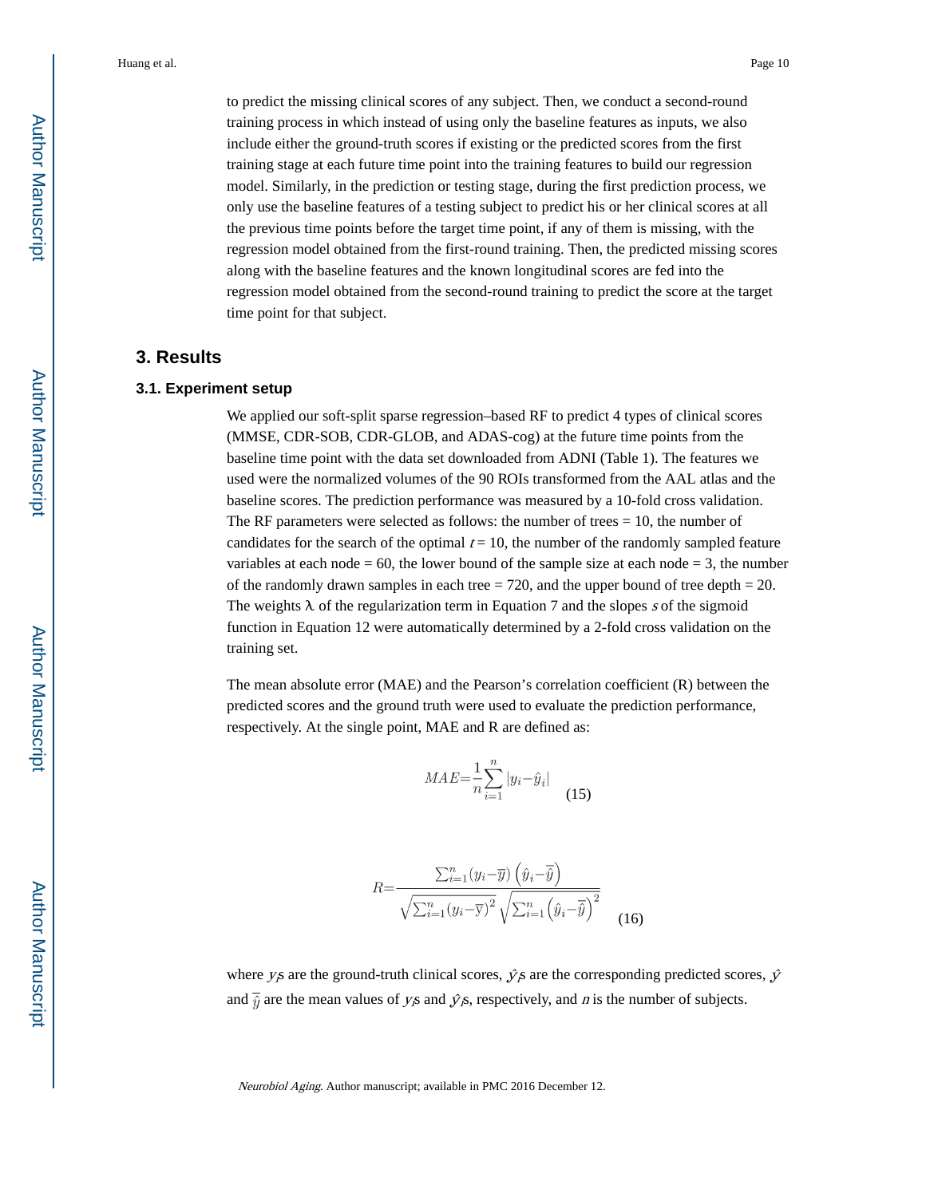to predict the missing clinical scores of any subject. Then, we conduct a second-round training process in which instead of using only the baseline features as inputs, we also include either the ground-truth scores if existing or the predicted scores from the first training stage at each future time point into the training features to build our regression model. Similarly, in the prediction or testing stage, during the first prediction process, we only use the baseline features of a testing subject to predict his or her clinical scores at all the previous time points before the target time point, if any of them is missing, with the regression model obtained from the first-round training. Then, the predicted missing scores along with the baseline features and the known longitudinal scores are fed into the regression model obtained from the second-round training to predict the score at the target time point for that subject.

## 3. Results

### 3.1. Experiment setup

We applied our soft-split sparse regression–based RF to predict 4 types of clinical scores (MMSE, CDR-SOB, CDR-GLOB, and ADAS-cog) at the future time points from the baseline time point with the data set downloaded from ADNI (Table 1). The features we used were the normalized volumes of the 90 ROIs transformed from the AAL atlas and the baseline scores. The prediction performance was measured by a 10-fold cross validation. The RF parameters were selected as follows: the number of trees = 10, the number of candidates for the search of the optimal $t$ = 10, the number of the randomly sampled feature variables at each node = 60, the lower bound of the sample size at each node = 3, the number of the randomly drawn samples in each tree = 720, and the upper bound of tree depth = 20. The weights $\lambda$ of the regularization term in Equation 7 and the slopes $s$ of the sigmoid function in Equation 12 were automatically determined by a 2-fold cross validation on the training set.

The mean absolute error (MAE) and the Pearson's correlation coefficient (R) between the predicted scores and the ground truth were used to evaluate the prediction performance, respectively. At the single point, MAE and R are defined as:

$$MAE = \frac{1}{n} \sum_{i=1}^{n} |y_i - \hat{y}_i| \quad (15)$$

$$R = \frac{\sum_{i=1}^{n} (y_i - \overline{y}) \left(\hat{y}_i - \overline{\hat{y}}\right)}{\sqrt{\sum_{i=1}^{n} (y_i - \overline{y})^2} \sqrt{\sum_{i=1}^{n} \left(\hat{y}_i - \overline{\hat{y}}\right)^2}} \quad (16)$$

where $y_i$s are the ground-truth clinical scores, $\hat{y}_i$s are the corresponding predicted scores, $\overline{y}$ and $\overline{\hat{y}}$ are the mean values of $y_i$s and $\hat{y}_i$s, respectively, and $n$ is the number of subjects.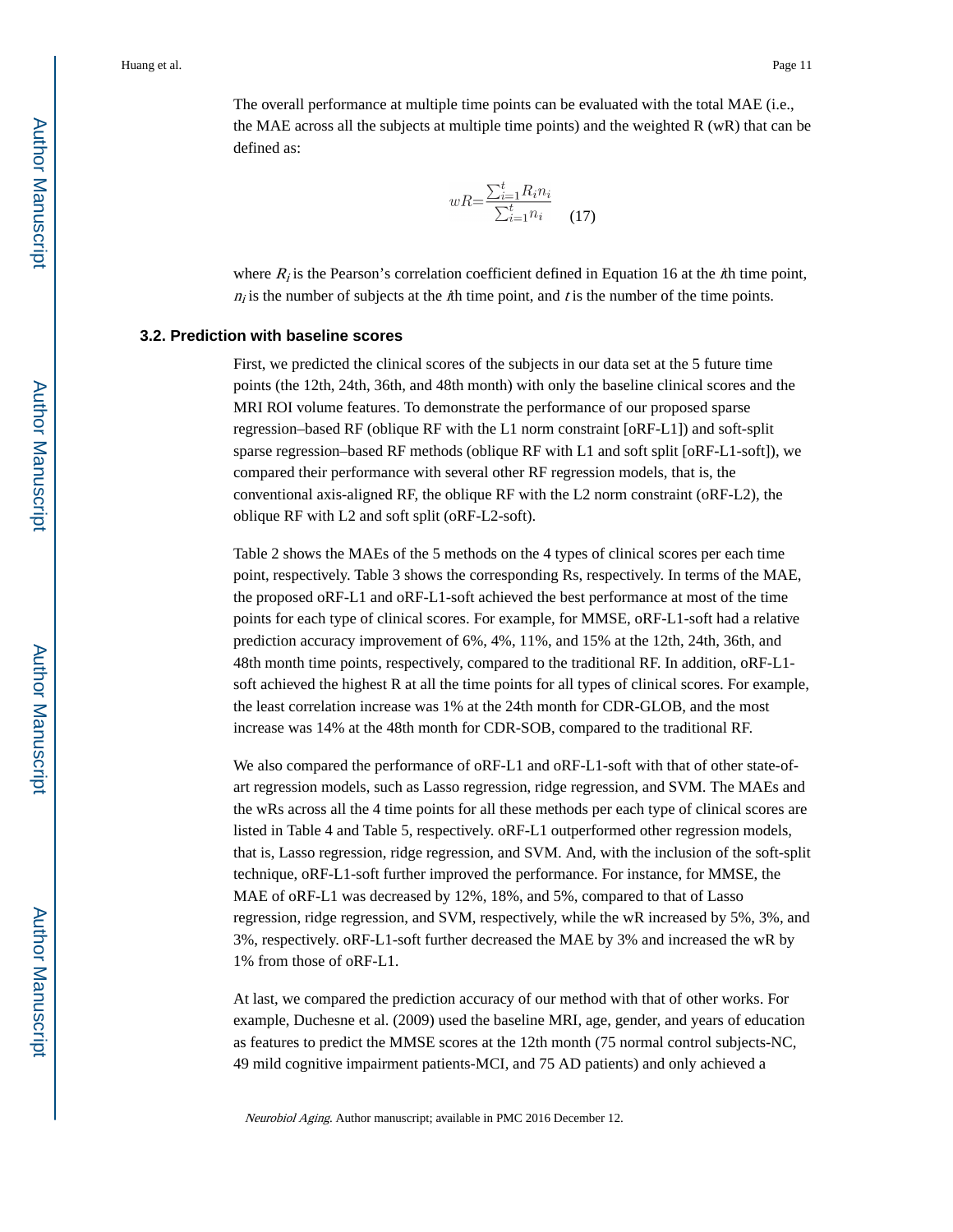The overall performance at multiple time points can be evaluated with the total MAE (i.e., the MAE across all the subjects at multiple time points) and the weighted R (wR) that can be defined as:

$$wR = \frac{\sum_{i=1}^{t} R_i n_i}{\sum_{i=1}^{t} n_i} \quad (17)$$

where $R_i$ is the Pearson's correlation coefficient defined in Equation 16 at the $i$th time point, $n_i$ is the number of subjects at the $i$th time point, and $t$ is the number of the time points.

### 3.2. Prediction with baseline scores

First, we predicted the clinical scores of the subjects in our data set at the 5 future time points (the 12th, 24th, 36th, and 48th month) with only the baseline clinical scores and the MRI ROI volume features. To demonstrate the performance of our proposed sparse regression–based RF (oblique RF with the L1 norm constraint [oRF-L1]) and soft-split sparse regression–based RF methods (oblique RF with L1 and soft split [oRF-L1-soft]), we compared their performance with several other RF regression models, that is, the conventional axis-aligned RF, the oblique RF with the L2 norm constraint (oRF-L2), the oblique RF with L2 and soft split (oRF-L2-soft).

Table 2 shows the MAEs of the 5 methods on the 4 types of clinical scores per each time point, respectively. Table 3 shows the corresponding Rs, respectively. In terms of the MAE, the proposed oRF-L1 and oRF-L1-soft achieved the best performance at most of the time points for each type of clinical scores. For example, for MMSE, oRF-L1-soft had a relative prediction accuracy improvement of 6%, 4%, 11%, and 15% at the 12th, 24th, 36th, and 48th month time points, respectively, compared to the traditional RF. In addition, oRF-L1-soft achieved the highest R at all the time points for all types of clinical scores. For example, the least correlation increase was 1% at the 24th month for CDR-GLOB, and the most increase was 14% at the 48th month for CDR-SOB, compared to the traditional RF.

We also compared the performance of oRF-L1 and oRF-L1-soft with that of other state-of-art regression models, such as Lasso regression, ridge regression, and SVM. The MAEs and the wRs across all the 4 time points for all these methods per each type of clinical scores are listed in Table 4 and Table 5, respectively. oRF-L1 outperformed other regression models, that is, Lasso regression, ridge regression, and SVM. And, with the inclusion of the soft-split technique, oRF-L1-soft further improved the performance. For instance, for MMSE, the MAE of oRF-L1 was decreased by 12%, 18%, and 5%, compared to that of Lasso regression, ridge regression, and SVM, respectively, while the wR increased by 5%, 3%, and 3%, respectively. oRF-L1-soft further decreased the MAE by 3% and increased the wR by 1% from those of oRF-L1.

At last, we compared the prediction accuracy of our method with that of other works. For example, Duchesne et al. (2009) used the baseline MRI, age, gender, and years of education as features to predict the MMSE scores at the 12th month (75 normal control subjects-NC, 49 mild cognitive impairment patients-MCI, and 75 AD patients) and only achieved a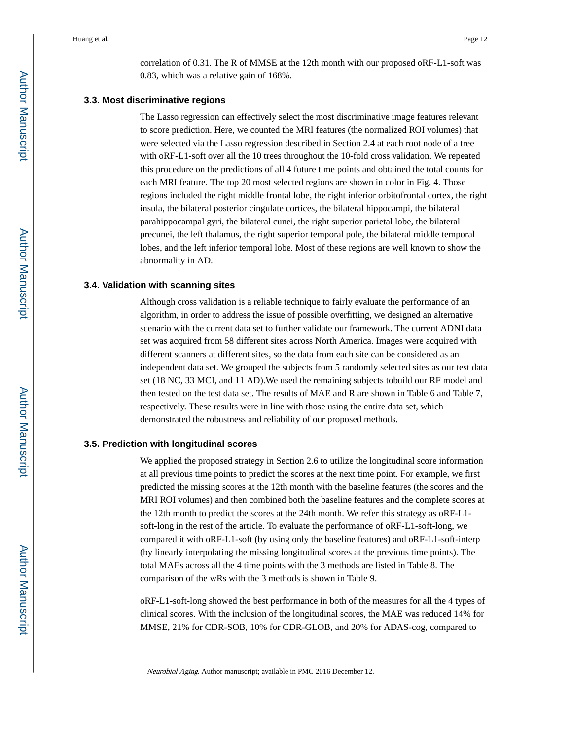correlation of 0.31. The R of MMSE at the 12th month with our proposed oRF-L1-soft was 0.83, which was a relative gain of 168%.

### 3.3. Most discriminative regions

The Lasso regression can effectively select the most discriminative image features relevant to score prediction. Here, we counted the MRI features (the normalized ROI volumes) that were selected via the Lasso regression described in Section 2.4 at each root node of a tree with oRF-L1-soft over all the 10 trees throughout the 10-fold cross validation. We repeated this procedure on the predictions of all 4 future time points and obtained the total counts for each MRI feature. The top 20 most selected regions are shown in color in Fig. 4. Those regions included the right middle frontal lobe, the right inferior orbitofrontal cortex, the right insula, the bilateral posterior cingulate cortices, the bilateral hippocampi, the bilateral parahippocampal gyri, the bilateral cunei, the right superior parietal lobe, the bilateral precunei, the left thalamus, the right superior temporal pole, the bilateral middle temporal lobes, and the left inferior temporal lobe. Most of these regions are well known to show the abnormality in AD.

### 3.4. Validation with scanning sites

Although cross validation is a reliable technique to fairly evaluate the performance of an algorithm, in order to address the issue of possible overfitting, we designed an alternative scenario with the current data set to further validate our framework. The current ADNI data set was acquired from 58 different sites across North America. Images were acquired with different scanners at different sites, so the data from each site can be considered as an independent data set. We grouped the subjects from 5 randomly selected sites as our test data set (18 NC, 33 MCI, and 11 AD).We used the remaining subjects tobuild our RF model and then tested on the test data set. The results of MAE and R are shown in Table 6 and Table 7, respectively. These results were in line with those using the entire data set, which demonstrated the robustness and reliability of our proposed methods.

### 3.5. Prediction with longitudinal scores

We applied the proposed strategy in Section 2.6 to utilize the longitudinal score information at all previous time points to predict the scores at the next time point. For example, we first predicted the missing scores at the 12th month with the baseline features (the scores and the MRI ROI volumes) and then combined both the baseline features and the complete scores at the 12th month to predict the scores at the 24th month. We refer this strategy as oRF-L1-soft-long in the rest of the article. To evaluate the performance of oRF-L1-soft-long, we compared it with oRF-L1-soft (by using only the baseline features) and oRF-L1-soft-interp (by linearly interpolating the missing longitudinal scores at the previous time points). The total MAEs across all the 4 time points with the 3 methods are listed in Table 8. The comparison of the wRs with the 3 methods is shown in Table 9.

oRF-L1-soft-long showed the best performance in both of the measures for all the 4 types of clinical scores. With the inclusion of the longitudinal scores, the MAE was reduced 14% for MMSE, 21% for CDR-SOB, 10% for CDR-GLOB, and 20% for ADAS-cog, compared to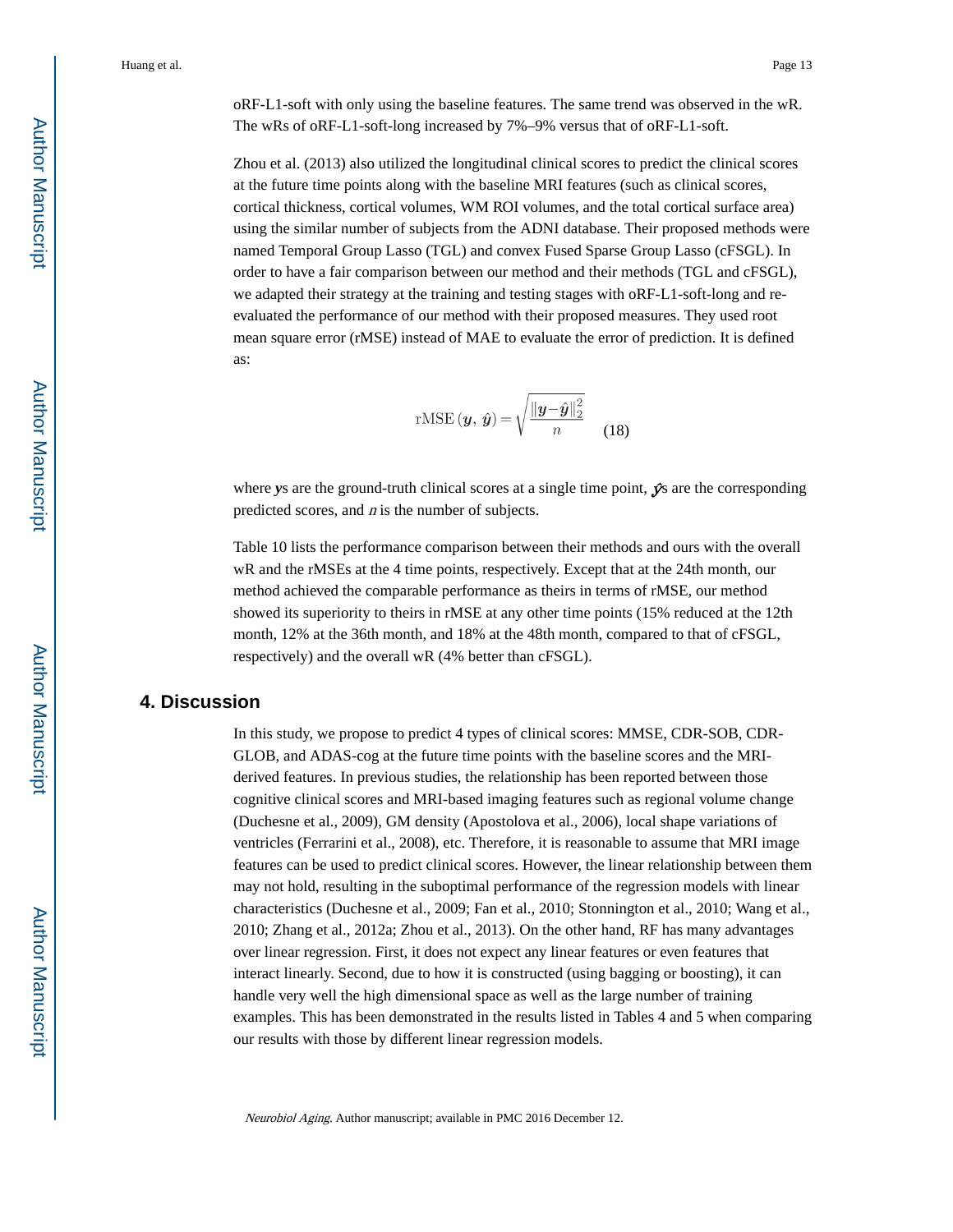oRF-L1-soft with only using the baseline features. The same trend was observed in the wR. The wRs of oRF-L1-soft-long increased by 7%–9% versus that of oRF-L1-soft.

Zhou et al. (2013) also utilized the longitudinal clinical scores to predict the clinical scores at the future time points along with the baseline MRI features (such as clinical scores, cortical thickness, cortical volumes, WM ROI volumes, and the total cortical surface area) using the similar number of subjects from the ADNI database. Their proposed methods were named Temporal Group Lasso (TGL) and convex Fused Sparse Group Lasso (cFSGL). In order to have a fair comparison between our method and their methods (TGL and cFSGL), we adapted their strategy at the training and testing stages with oRF-L1-soft-long and re-evaluated the performance of our method with their proposed measures. They used root mean square error (rMSE) instead of MAE to evaluate the error of prediction. It is defined as:

$$\mathrm{rMSE}\left(\boldsymbol{y},\ \hat{\boldsymbol{y}}\right)=\sqrt{\frac{\left\|\boldsymbol{y}-\hat{\boldsymbol{y}}\right\|_2^2}{n}} \quad (18)$$

where $\boldsymbol{y}$s are the ground-truth clinical scores at a single time point, $\hat{\boldsymbol{y}}$s are the corresponding predicted scores, and $n$ is the number of subjects.

Table 10 lists the performance comparison between their methods and ours with the overall wR and the rMSEs at the 4 time points, respectively. Except that at the 24th month, our method achieved the comparable performance as theirs in terms of rMSE, our method showed its superiority to theirs in rMSE at any other time points (15% reduced at the 12th month, 12% at the 36th month, and 18% at the 48th month, compared to that of cFSGL, respectively) and the overall wR (4% better than cFSGL).

## 4. Discussion

In this study, we propose to predict 4 types of clinical scores: MMSE, CDR-SOB, CDR-GLOB, and ADAS-cog at the future time points with the baseline scores and the MRI-derived features. In previous studies, the relationship has been reported between those cognitive clinical scores and MRI-based imaging features such as regional volume change (Duchesne et al., 2009), GM density (Apostolova et al., 2006), local shape variations of ventricles (Ferrarini et al., 2008), etc. Therefore, it is reasonable to assume that MRI image features can be used to predict clinical scores. However, the linear relationship between them may not hold, resulting in the suboptimal performance of the regression models with linear characteristics (Duchesne et al., 2009; Fan et al., 2010; Stonnington et al., 2010; Wang et al., 2010; Zhang et al., 2012a; Zhou et al., 2013). On the other hand, RF has many advantages over linear regression. First, it does not expect any linear features or even features that interact linearly. Second, due to how it is constructed (using bagging or boosting), it can handle very well the high dimensional space as well as the large number of training examples. This has been demonstrated in the results listed in Tables 4 and 5 when comparing our results with those by different linear regression models.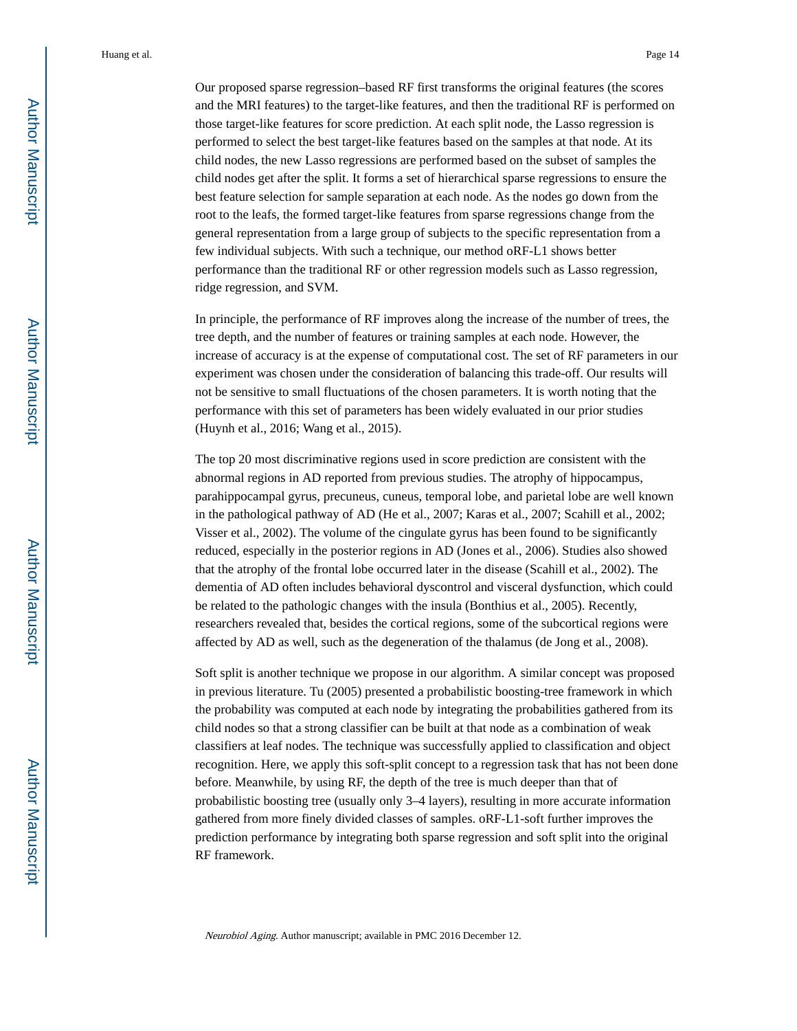Our proposed sparse regression–based RF first transforms the original features (the scores and the MRI features) to the target-like features, and then the traditional RF is performed on those target-like features for score prediction. At each split node, the Lasso regression is performed to select the best target-like features based on the samples at that node. At its child nodes, the new Lasso regressions are performed based on the subset of samples the child nodes get after the split. It forms a set of hierarchical sparse regressions to ensure the best feature selection for sample separation at each node. As the nodes go down from the root to the leafs, the formed target-like features from sparse regressions change from the general representation from a large group of subjects to the specific representation from a few individual subjects. With such a technique, our method oRF-L1 shows better performance than the traditional RF or other regression models such as Lasso regression, ridge regression, and SVM.

In principle, the performance of RF improves along the increase of the number of trees, the tree depth, and the number of features or training samples at each node. However, the increase of accuracy is at the expense of computational cost. The set of RF parameters in our experiment was chosen under the consideration of balancing this trade-off. Our results will not be sensitive to small fluctuations of the chosen parameters. It is worth noting that the performance with this set of parameters has been widely evaluated in our prior studies (Huynh et al., 2016; Wang et al., 2015).

The top 20 most discriminative regions used in score prediction are consistent with the abnormal regions in AD reported from previous studies. The atrophy of hippocampus, parahippocampal gyrus, precuneus, cuneus, temporal lobe, and parietal lobe are well known in the pathological pathway of AD (He et al., 2007; Karas et al., 2007; Scahill et al., 2002; Visser et al., 2002). The volume of the cingulate gyrus has been found to be significantly reduced, especially in the posterior regions in AD (Jones et al., 2006). Studies also showed that the atrophy of the frontal lobe occurred later in the disease (Scahill et al., 2002). The dementia of AD often includes behavioral dyscontrol and visceral dysfunction, which could be related to the pathologic changes with the insula (Bonthius et al., 2005). Recently, researchers revealed that, besides the cortical regions, some of the subcortical regions were affected by AD as well, such as the degeneration of the thalamus (de Jong et al., 2008).

Soft split is another technique we propose in our algorithm. A similar concept was proposed in previous literature. Tu (2005) presented a probabilistic boosting-tree framework in which the probability was computed at each node by integrating the probabilities gathered from its child nodes so that a strong classifier can be built at that node as a combination of weak classifiers at leaf nodes. The technique was successfully applied to classification and object recognition. Here, we apply this soft-split concept to a regression task that has not been done before. Meanwhile, by using RF, the depth of the tree is much deeper than that of probabilistic boosting tree (usually only 3–4 layers), resulting in more accurate information gathered from more finely divided classes of samples. oRF-L1-soft further improves the prediction performance by integrating both sparse regression and soft split into the original RF framework.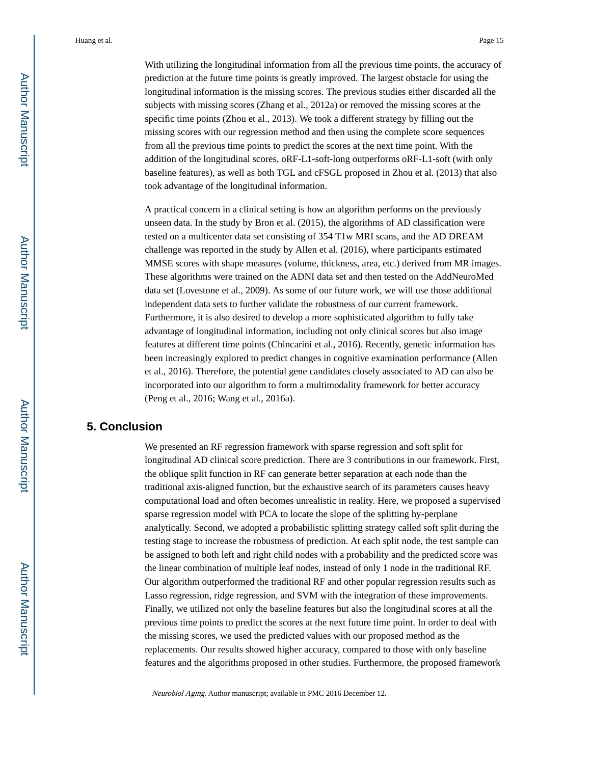With utilizing the longitudinal information from all the previous time points, the accuracy of prediction at the future time points is greatly improved. The largest obstacle for using the longitudinal information is the missing scores. The previous studies either discarded all the subjects with missing scores (Zhang et al., 2012a) or removed the missing scores at the specific time points (Zhou et al., 2013). We took a different strategy by filling out the missing scores with our regression method and then using the complete score sequences from all the previous time points to predict the scores at the next time point. With the addition of the longitudinal scores, oRF-L1-soft-long outperforms oRF-L1-soft (with only baseline features), as well as both TGL and cFSGL proposed in Zhou et al. (2013) that also took advantage of the longitudinal information.

A practical concern in a clinical setting is how an algorithm performs on the previously unseen data. In the study by Bron et al. (2015), the algorithms of AD classification were tested on a multicenter data set consisting of 354 T1w MRI scans, and the AD DREAM challenge was reported in the study by Allen et al. (2016), where participants estimated MMSE scores with shape measures (volume, thickness, area, etc.) derived from MR images. These algorithms were trained on the ADNI data set and then tested on the AddNeuroMed data set (Lovestone et al., 2009). As some of our future work, we will use those additional independent data sets to further validate the robustness of our current framework. Furthermore, it is also desired to develop a more sophisticated algorithm to fully take advantage of longitudinal information, including not only clinical scores but also image features at different time points (Chincarini et al., 2016). Recently, genetic information has been increasingly explored to predict changes in cognitive examination performance (Allen et al., 2016). Therefore, the potential gene candidates closely associated to AD can also be incorporated into our algorithm to form a multimodality framework for better accuracy (Peng et al., 2016; Wang et al., 2016a).

## 5. Conclusion

We presented an RF regression framework with sparse regression and soft split for longitudinal AD clinical score prediction. There are 3 contributions in our framework. First, the oblique split function in RF can generate better separation at each node than the traditional axis-aligned function, but the exhaustive search of its parameters causes heavy computational load and often becomes unrealistic in reality. Here, we proposed a supervised sparse regression model with PCA to locate the slope of the splitting hy-perplane analytically. Second, we adopted a probabilistic splitting strategy called soft split during the testing stage to increase the robustness of prediction. At each split node, the test sample can be assigned to both left and right child nodes with a probability and the predicted score was the linear combination of multiple leaf nodes, instead of only 1 node in the traditional RF. Our algorithm outperformed the traditional RF and other popular regression results such as Lasso regression, ridge regression, and SVM with the integration of these improvements. Finally, we utilized not only the baseline features but also the longitudinal scores at all the previous time points to predict the scores at the next future time point. In order to deal with the missing scores, we used the predicted values with our proposed method as the replacements. Our results showed higher accuracy, compared to those with only baseline features and the algorithms proposed in other studies. Furthermore, the proposed framework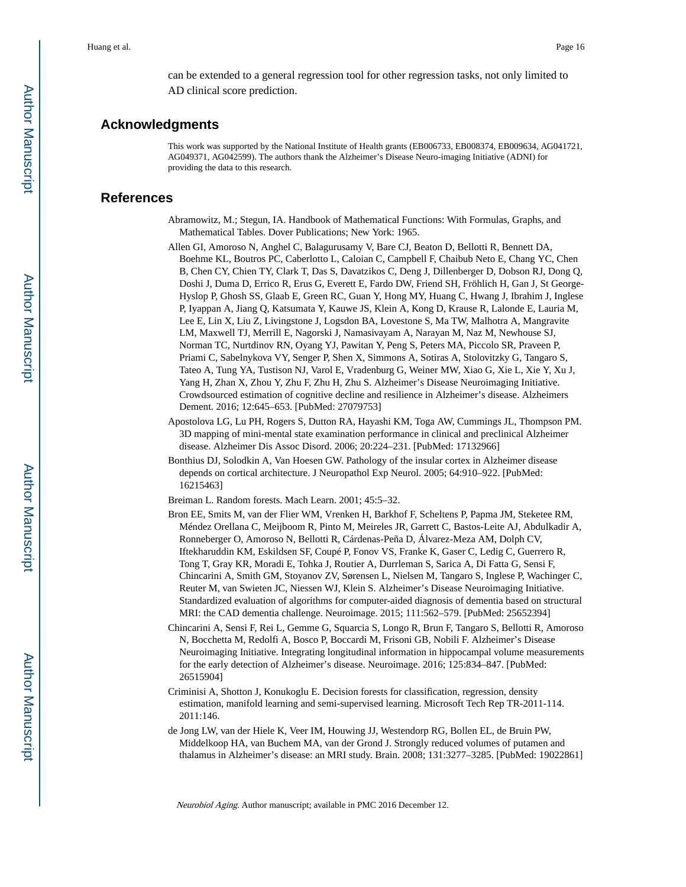can be extended to a general regression tool for other regression tasks, not only limited to AD clinical score prediction.

## Acknowledgments

This work was supported by the National Institute of Health grants (EB006733, EB008374, EB009634, AG041721, AG049371, AG042599). The authors thank the Alzheimer's Disease Neuro-imaging Initiative (ADNI) for providing the data to this research.

## References

Abramowitz, M.; Stegun, IA. Handbook of Mathematical Functions: With Formulas, Graphs, and Mathematical Tables. Dover Publications; New York: 1965.

Allen GI, Amoroso N, Anghel C, Balagurusamy V, Bare CJ, Beaton D, Bellotti R, Bennett DA, Boehme KL, Boutros PC, Caberlotto L, Caloian C, Campbell F, Chaibub Neto E, Chang YC, Chen B, Chen CY, Chien TY, Clark T, Das S, Davatzikos C, Deng J, Dillenberger D, Dobson RJ, Dong Q, Doshi J, Duma D, Errico R, Erus G, Everett E, Fardo DW, Friend SH, Fröhlich H, Gan J, St George-Hyslop P, Ghosh SS, Glaab E, Green RC, Guan Y, Hong MY, Huang C, Hwang J, Ibrahim J, Inglese P, Iyappan A, Jiang Q, Katsumata Y, Kauwe JS, Klein A, Kong D, Krause R, Lalonde E, Lauria M, Lee E, Lin X, Liu Z, Livingstone J, Logsdon BA, Lovestone S, Ma TW, Malhotra A, Mangravite LM, Maxwell TJ, Merrill E, Nagorski J, Namasivayam A, Narayan M, Naz M, Newhouse SJ, Norman TC, Nurtdinov RN, Oyang YJ, Pawitan Y, Peng S, Peters MA, Piccolo SR, Praveen P, Priami C, Sabelnykova VY, Senger P, Shen X, Simmons A, Sotiras A, Stolovitzky G, Tangaro S, Tateo A, Tung YA, Tustison NJ, Varol E, Vradenburg G, Weiner MW, Xiao G, Xie L, Xie Y, Xu J, Yang H, Zhan X, Zhou Y, Zhu F, Zhu H, Zhu S. Alzheimer's Disease Neuroimaging Initiative. Crowdsourced estimation of cognitive decline and resilience in Alzheimer's disease. Alzheimers Dement. 2016; 12:645–653. [PubMed: 27079753]

Apostolova LG, Lu PH, Rogers S, Dutton RA, Hayashi KM, Toga AW, Cummings JL, Thompson PM. 3D mapping of mini-mental state examination performance in clinical and preclinical Alzheimer disease. Alzheimer Dis Assoc Disord. 2006; 20:224–231. [PubMed: 17132966]

Bonthius DJ, Solodkin A, Van Hoesen GW. Pathology of the insular cortex in Alzheimer disease depends on cortical architecture. J Neuropathol Exp Neurol. 2005; 64:910–922. [PubMed: 16215463]

Breiman L. Random forests. Mach Learn. 2001; 45:5–32.

Bron EE, Smits M, van der Flier WM, Vrenken H, Barkhof F, Scheltens P, Papma JM, Steketee RM, Méndez Orellana C, Meijboom R, Pinto M, Meireles JR, Garrett C, Bastos-Leite AJ, Abdulkadir A, Ronneberger O, Amoroso N, Bellotti R, Cárdenas-Peña D, Álvarez-Meza AM, Dolph CV, Iftekharuddin KM, Eskildsen SF, Coupé P, Fonov VS, Franke K, Gaser C, Ledig C, Guerrero R, Tong T, Gray KR, Moradi E, Tohka J, Routier A, Durrleman S, Sarica A, Di Fatta G, Sensi F, Chincarini A, Smith GM, Stoyanov ZV, Sørensen L, Nielsen M, Tangaro S, Inglese P, Wachinger C, Reuter M, van Swieten JC, Niessen WJ, Klein S. Alzheimer's Disease Neuroimaging Initiative. Standardized evaluation of algorithms for computer-aided diagnosis of dementia based on structural MRI: the CAD dementia challenge. Neuroimage. 2015; 111:562–579. [PubMed: 25652394]

Chincarini A, Sensi F, Rei L, Gemme G, Squarcia S, Longo R, Brun F, Tangaro S, Bellotti R, Amoroso N, Bocchetta M, Redolfi A, Bosco P, Boccardi M, Frisoni GB, Nobili F. Alzheimer's Disease Neuroimaging Initiative. Integrating longitudinal information in hippocampal volume measurements for the early detection of Alzheimer's disease. Neuroimage. 2016; 125:834–847. [PubMed: 26515904]

Criminisi A, Shotton J, Konukoglu E. Decision forests for classification, regression, density estimation, manifold learning and semi-supervised learning. Microsoft Tech Rep TR-2011-114. 2011:146.

de Jong LW, van der Hiele K, Veer IM, Houwing JJ, Westendorp RG, Bollen EL, de Bruin PW, Middelkoop HA, van Buchem MA, van der Grond J. Strongly reduced volumes of putamen and thalamus in Alzheimer's disease: an MRI study. Brain. 2008; 131:3277–3285. [PubMed: 19022861]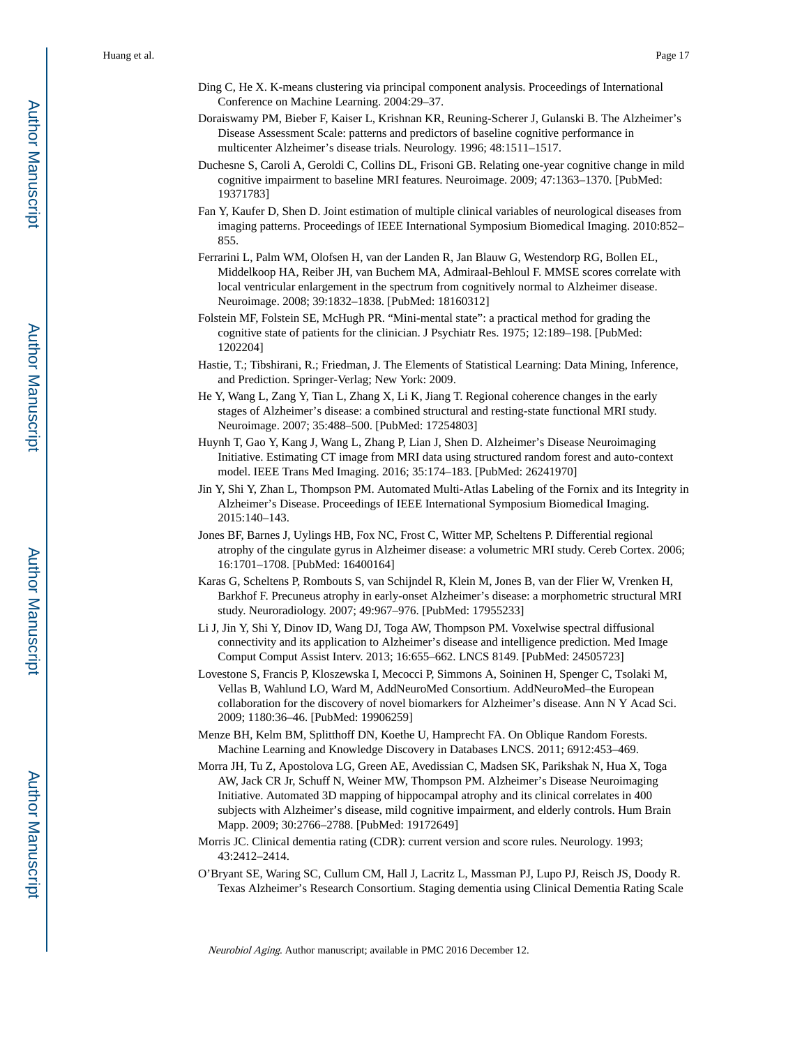Ding C, He X. K-means clustering via principal component analysis. Proceedings of International Conference on Machine Learning. 2004:29–37.

Doraiswamy PM, Bieber F, Kaiser L, Krishnan KR, Reuning-Scherer J, Gulanski B. The Alzheimer's Disease Assessment Scale: patterns and predictors of baseline cognitive performance in multicenter Alzheimer's disease trials. Neurology. 1996; 48:1511–1517.

Duchesne S, Caroli A, Geroldi C, Collins DL, Frisoni GB. Relating one-year cognitive change in mild cognitive impairment to baseline MRI features. Neuroimage. 2009; 47:1363–1370. [PubMed: 19371783]

Fan Y, Kaufer D, Shen D. Joint estimation of multiple clinical variables of neurological diseases from imaging patterns. Proceedings of IEEE International Symposium Biomedical Imaging. 2010:852–855.

Ferrarini L, Palm WM, Olofsen H, van der Landen R, Jan Blauw G, Westendorp RG, Bollen EL, Middelkoop HA, Reiber JH, van Buchem MA, Admiraal-Behloul F. MMSE scores correlate with local ventricular enlargement in the spectrum from cognitively normal to Alzheimer disease. Neuroimage. 2008; 39:1832–1838. [PubMed: 18160312]

Folstein MF, Folstein SE, McHugh PR. "Mini-mental state": a practical method for grading the cognitive state of patients for the clinician. J Psychiatr Res. 1975; 12:189–198. [PubMed: 1202204]

Hastie, T.; Tibshirani, R.; Friedman, J. The Elements of Statistical Learning: Data Mining, Inference, and Prediction. Springer-Verlag; New York: 2009.

He Y, Wang L, Zang Y, Tian L, Zhang X, Li K, Jiang T. Regional coherence changes in the early stages of Alzheimer's disease: a combined structural and resting-state functional MRI study. Neuroimage. 2007; 35:488–500. [PubMed: 17254803]

Huynh T, Gao Y, Kang J, Wang L, Zhang P, Lian J, Shen D. Alzheimer's Disease Neuroimaging Initiative. Estimating CT image from MRI data using structured random forest and auto-context model. IEEE Trans Med Imaging. 2016; 35:174–183. [PubMed: 26241970]

Jin Y, Shi Y, Zhan L, Thompson PM. Automated Multi-Atlas Labeling of the Fornix and its Integrity in Alzheimer's Disease. Proceedings of IEEE International Symposium Biomedical Imaging. 2015:140–143.

Jones BF, Barnes J, Uylings HB, Fox NC, Frost C, Witter MP, Scheltens P. Differential regional atrophy of the cingulate gyrus in Alzheimer disease: a volumetric MRI study. Cereb Cortex. 2006; 16:1701–1708. [PubMed: 16400164]

Karas G, Scheltens P, Rombouts S, van Schijndel R, Klein M, Jones B, van der Flier W, Vrenken H, Barkhof F. Precuneus atrophy in early-onset Alzheimer's disease: a morphometric structural MRI study. Neuroradiology. 2007; 49:967–976. [PubMed: 17955233]

Li J, Jin Y, Shi Y, Dinov ID, Wang DJ, Toga AW, Thompson PM. Voxelwise spectral diffusional connectivity and its application to Alzheimer's disease and intelligence prediction. Med Image Comput Comput Assist Interv. 2013; 16:655–662. LNCS 8149. [PubMed: 24505723]

Lovestone S, Francis P, Kloszewska I, Mecocci P, Simmons A, Soininen H, Spenger C, Tsolaki M, Vellas B, Wahlund LO, Ward M, AddNeuroMed Consortium. AddNeuroMed–the European collaboration for the discovery of novel biomarkers for Alzheimer's disease. Ann N Y Acad Sci. 2009; 1180:36–46. [PubMed: 19906259]

Menze BH, Kelm BM, Splitthoff DN, Koethe U, Hamprecht FA. On Oblique Random Forests. Machine Learning and Knowledge Discovery in Databases LNCS. 2011; 6912:453–469.

Morra JH, Tu Z, Apostolova LG, Green AE, Avedissian C, Madsen SK, Parikshak N, Hua X, Toga AW, Jack CR Jr, Schuff N, Weiner MW, Thompson PM. Alzheimer's Disease Neuroimaging Initiative. Automated 3D mapping of hippocampal atrophy and its clinical correlates in 400 subjects with Alzheimer's disease, mild cognitive impairment, and elderly controls. Hum Brain Mapp. 2009; 30:2766–2788. [PubMed: 19172649]

Morris JC. Clinical dementia rating (CDR): current version and score rules. Neurology. 1993; 43:2412–2414.

O'Bryant SE, Waring SC, Cullum CM, Hall J, Lacritz L, Massman PJ, Lupo PJ, Reisch JS, Doody R. Texas Alzheimer's Research Consortium. Staging dementia using Clinical Dementia Rating Scale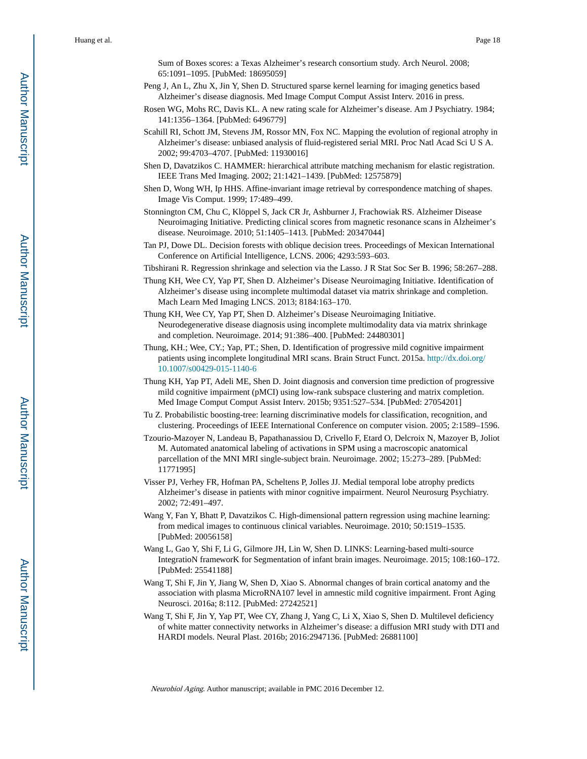Sum of Boxes scores: a Texas Alzheimer's research consortium study. Arch Neurol. 2008; 65:1091–1095. [PubMed: 18695059]

Peng J, An L, Zhu X, Jin Y, Shen D. Structured sparse kernel learning for imaging genetics based Alzheimer's disease diagnosis. Med Image Comput Comput Assist Interv. 2016 in press.

Rosen WG, Mohs RC, Davis KL. A new rating scale for Alzheimer's disease. Am J Psychiatry. 1984; 141:1356–1364. [PubMed: 6496779]

Scahill RI, Schott JM, Stevens JM, Rossor MN, Fox NC. Mapping the evolution of regional atrophy in Alzheimer's disease: unbiased analysis of fluid-registered serial MRI. Proc Natl Acad Sci U S A. 2002; 99:4703–4707. [PubMed: 11930016]

Shen D, Davatzikos C. HAMMER: hierarchical attribute matching mechanism for elastic registration. IEEE Trans Med Imaging. 2002; 21:1421–1439. [PubMed: 12575879]

Shen D, Wong WH, Ip HHS. Affine-invariant image retrieval by correspondence matching of shapes. Image Vis Comput. 1999; 17:489–499.

Stonnington CM, Chu C, Klöppel S, Jack CR Jr, Ashburner J, Frachowiak RS. Alzheimer Disease Neuroimaging Initiative. Predicting clinical scores from magnetic resonance scans in Alzheimer's disease. Neuroimage. 2010; 51:1405–1413. [PubMed: 20347044]

Tan PJ, Dowe DL. Decision forests with oblique decision trees. Proceedings of Mexican International Conference on Artificial Intelligence, LCNS. 2006; 4293:593–603.

Tibshirani R. Regression shrinkage and selection via the Lasso. J R Stat Soc Ser B. 1996; 58:267–288.

Thung KH, Wee CY, Yap PT, Shen D. Alzheimer's Disease Neuroimaging Initiative. Identification of Alzheimer's disease using incomplete multimodal dataset via matrix shrinkage and completion. Mach Learn Med Imaging LNCS. 2013; 8184:163–170.

Thung KH, Wee CY, Yap PT, Shen D. Alzheimer's Disease Neuroimaging Initiative. Neurodegenerative disease diagnosis using incomplete multimodality data via matrix shrinkage and completion. Neuroimage. 2014; 91:386–400. [PubMed: 24480301]

Thung, KH.; Wee, CY.; Yap, PT.; Shen, D. Identification of progressive mild cognitive impairment patients using incomplete longitudinal MRI scans. Brain Struct Funct. 2015a. http://dx.doi.org/10.1007/s00429-015-1140-6

Thung KH, Yap PT, Adeli ME, Shen D. Joint diagnosis and conversion time prediction of progressive mild cognitive impairment (pMCI) using low-rank subspace clustering and matrix completion. Med Image Comput Comput Assist Interv. 2015b; 9351:527–534. [PubMed: 27054201]

Tu Z. Probabilistic boosting-tree: learning discriminative models for classification, recognition, and clustering. Proceedings of IEEE International Conference on computer vision. 2005; 2:1589–1596.

Tzourio-Mazoyer N, Landeau B, Papathanassiou D, Crivello F, Etard O, Delcroix N, Mazoyer B, Joliot M. Automated anatomical labeling of activations in SPM using a macroscopic anatomical parcellation of the MNI MRI single-subject brain. Neuroimage. 2002; 15:273–289. [PubMed: 11771995]

Visser PJ, Verhey FR, Hofman PA, Scheltens P, Jolles JJ. Medial temporal lobe atrophy predicts Alzheimer's disease in patients with minor cognitive impairment. Neurol Neurosurg Psychiatry. 2002; 72:491–497.

Wang Y, Fan Y, Bhatt P, Davatzikos C. High-dimensional pattern regression using machine learning: from medical images to continuous clinical variables. Neuroimage. 2010; 50:1519–1535. [PubMed: 20056158]

Wang L, Gao Y, Shi F, Li G, Gilmore JH, Lin W, Shen D. LINKS: Learning-based multi-source IntegratioN frameworK for Segmentation of infant brain images. Neuroimage. 2015; 108:160–172. [PubMed: 25541188]

Wang T, Shi F, Jin Y, Jiang W, Shen D, Xiao S. Abnormal changes of brain cortical anatomy and the association with plasma MicroRNA107 level in amnestic mild cognitive impairment. Front Aging Neurosci. 2016a; 8:112. [PubMed: 27242521]

Wang T, Shi F, Jin Y, Yap PT, Wee CY, Zhang J, Yang C, Li X, Xiao S, Shen D. Multilevel deficiency of white matter connectivity networks in Alzheimer's disease: a diffusion MRI study with DTI and HARDI models. Neural Plast. 2016b; 2016:2947136. [PubMed: 26881100]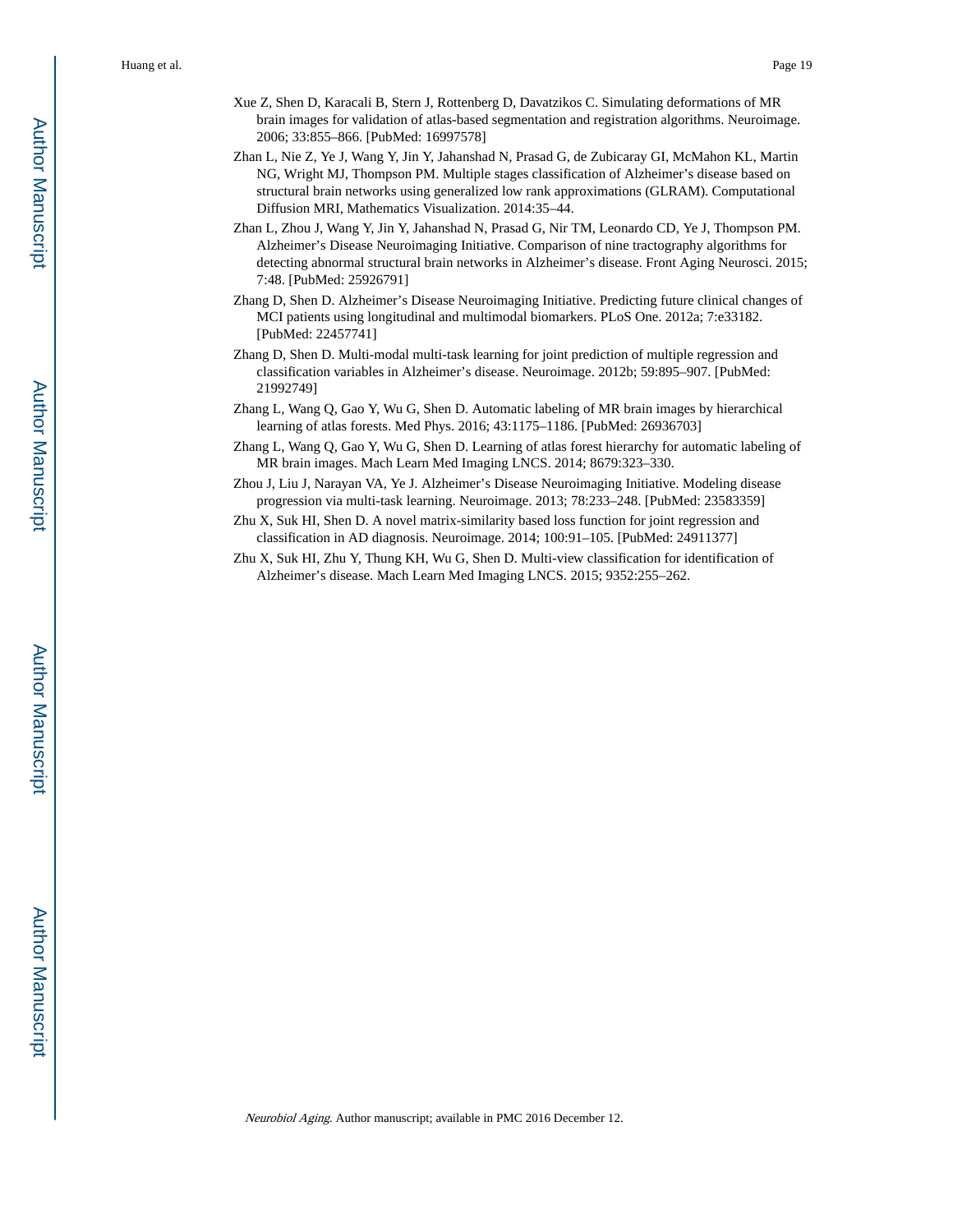Xue Z, Shen D, Karacali B, Stern J, Rottenberg D, Davatzikos C. Simulating deformations of MR brain images for validation of atlas-based segmentation and registration algorithms. Neuroimage. 2006; 33:855–866. [PubMed: 16997578]

Zhan L, Nie Z, Ye J, Wang Y, Jin Y, Jahanshad N, Prasad G, de Zubicaray GI, McMahon KL, Martin NG, Wright MJ, Thompson PM. Multiple stages classification of Alzheimer's disease based on structural brain networks using generalized low rank approximations (GLRAM). Computational Diffusion MRI, Mathematics Visualization. 2014:35–44.

Zhan L, Zhou J, Wang Y, Jin Y, Jahanshad N, Prasad G, Nir TM, Leonardo CD, Ye J, Thompson PM. Alzheimer's Disease Neuroimaging Initiative. Comparison of nine tractography algorithms for detecting abnormal structural brain networks in Alzheimer's disease. Front Aging Neurosci. 2015; 7:48. [PubMed: 25926791]

Zhang D, Shen D. Alzheimer's Disease Neuroimaging Initiative. Predicting future clinical changes of MCI patients using longitudinal and multimodal biomarkers. PLoS One. 2012a; 7:e33182. [PubMed: 22457741]

Zhang D, Shen D. Multi-modal multi-task learning for joint prediction of multiple regression and classification variables in Alzheimer's disease. Neuroimage. 2012b; 59:895–907. [PubMed: 21992749]

Zhang L, Wang Q, Gao Y, Wu G, Shen D. Automatic labeling of MR brain images by hierarchical learning of atlas forests. Med Phys. 2016; 43:1175–1186. [PubMed: 26936703]

Zhang L, Wang Q, Gao Y, Wu G, Shen D. Learning of atlas forest hierarchy for automatic labeling of MR brain images. Mach Learn Med Imaging LNCS. 2014; 8679:323–330.

Zhou J, Liu J, Narayan VA, Ye J. Alzheimer's Disease Neuroimaging Initiative. Modeling disease progression via multi-task learning. Neuroimage. 2013; 78:233–248. [PubMed: 23583359]

Zhu X, Suk HI, Shen D. A novel matrix-similarity based loss function for joint regression and classification in AD diagnosis. Neuroimage. 2014; 100:91–105. [PubMed: 24911377]

Zhu X, Suk HI, Zhu Y, Thung KH, Wu G, Shen D. Multi-view classification for identification of Alzheimer's disease. Mach Learn Med Imaging LNCS. 2015; 9352:255–262.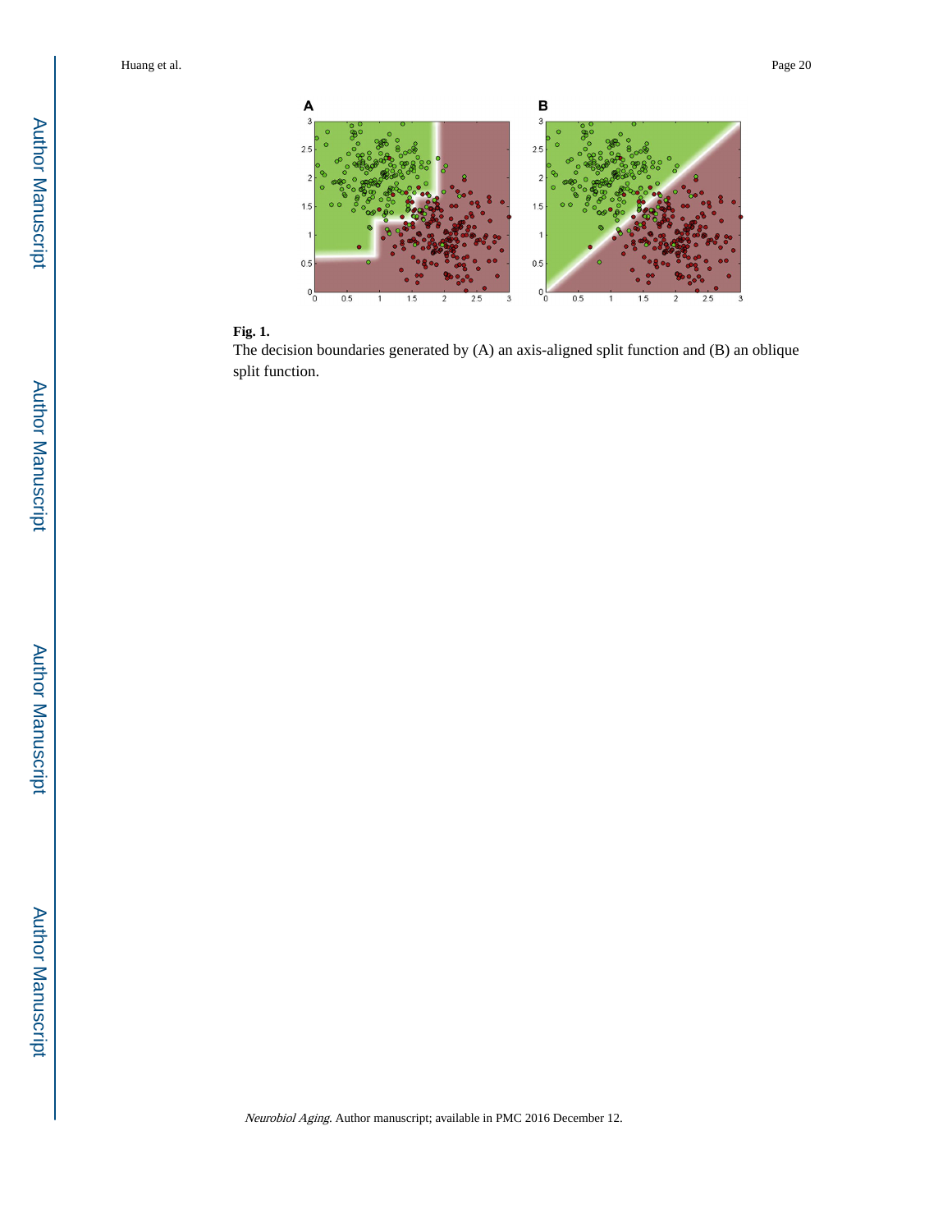**Fig. 1.**

The decision boundaries generated by (A) an axis-aligned split function and (B) an oblique split function.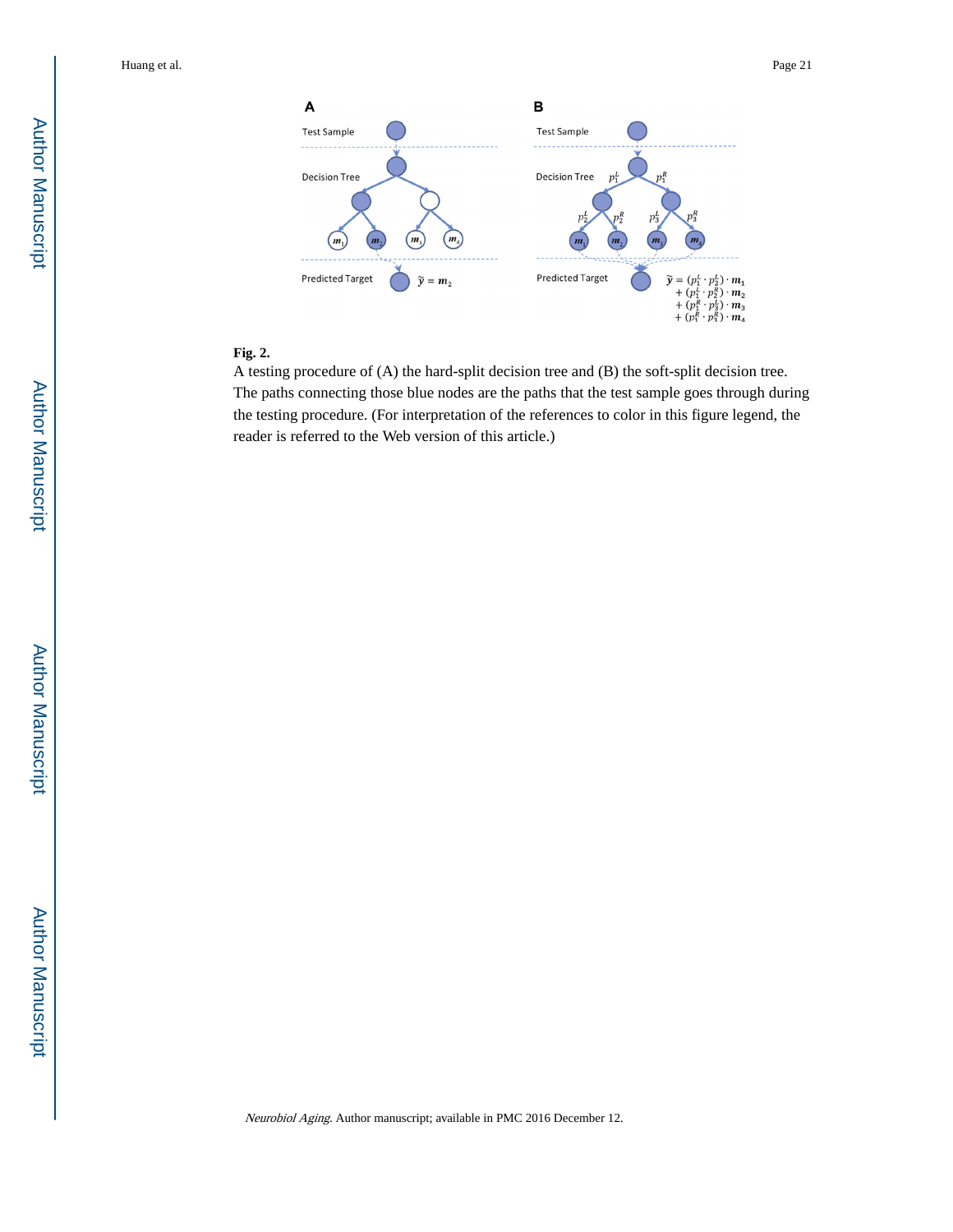**Fig. 2.**

A testing procedure of (A) the hard-split decision tree and (B) the soft-split decision tree. The paths connecting those blue nodes are the paths that the test sample goes through during the testing procedure. (For interpretation of the references to color in this figure legend, the reader is referred to the Web version of this article.)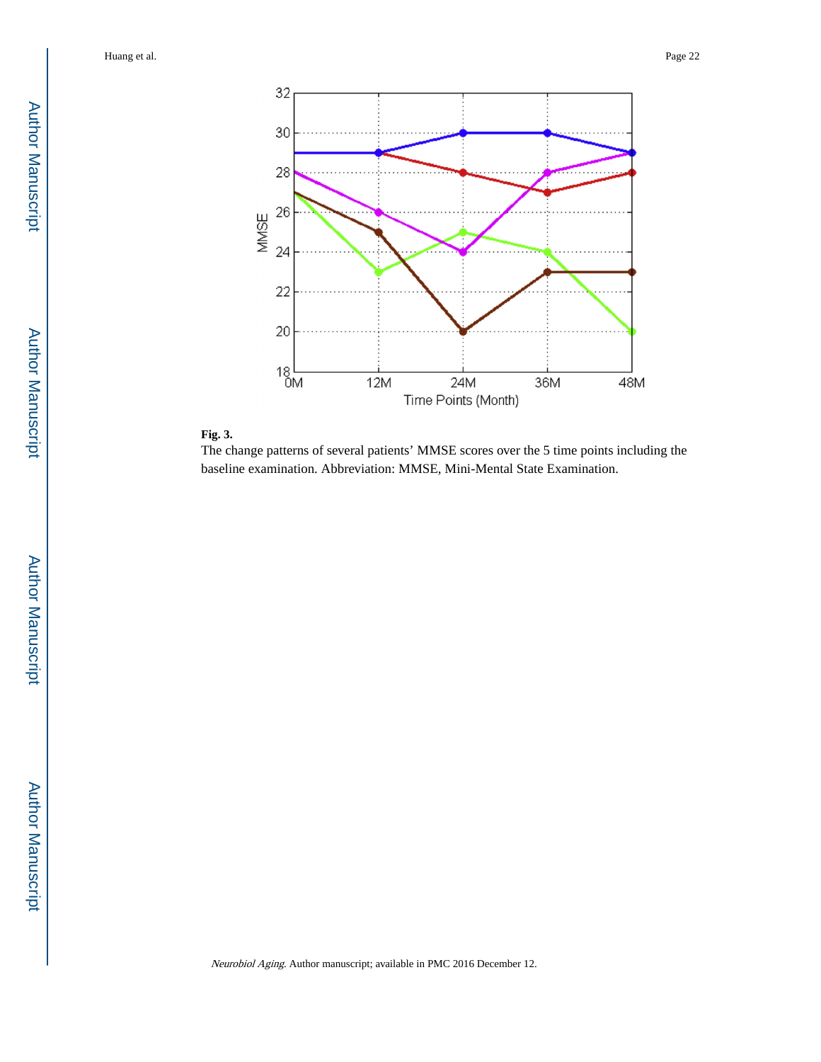**Fig. 3.**

The change patterns of several patients' MMSE scores over the 5 time points including the baseline examination. Abbreviation: MMSE, Mini-Mental State Examination.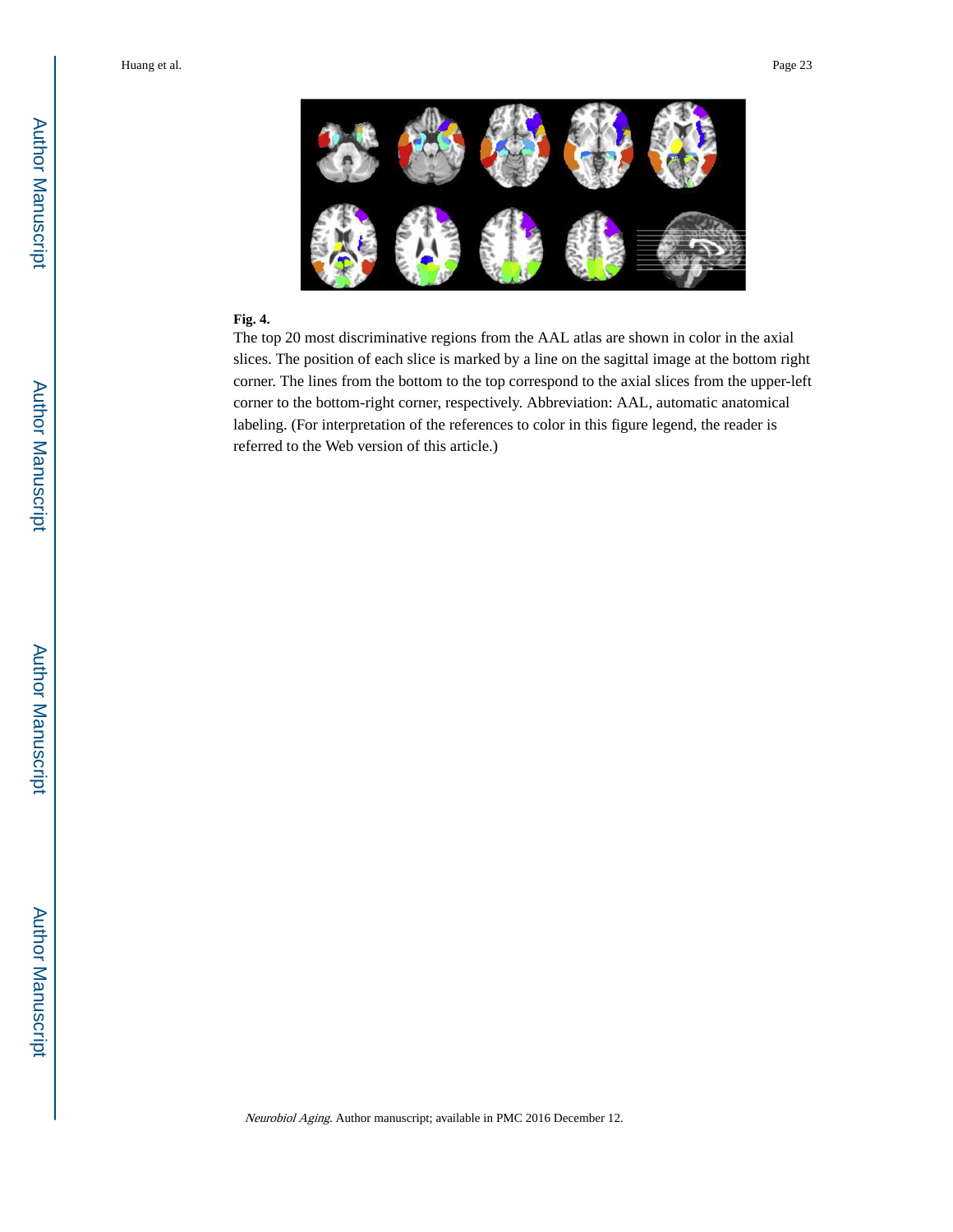**Fig. 4.**

The top 20 most discriminative regions from the AAL atlas are shown in color in the axial slices. The position of each slice is marked by a line on the sagittal image at the bottom right corner. The lines from the bottom to the top correspond to the axial slices from the upper-left corner to the bottom-right corner, respectively. Abbreviation: AAL, automatic anatomical labeling. (For interpretation of the references to color in this figure legend, the reader is referred to the Web version of this article.)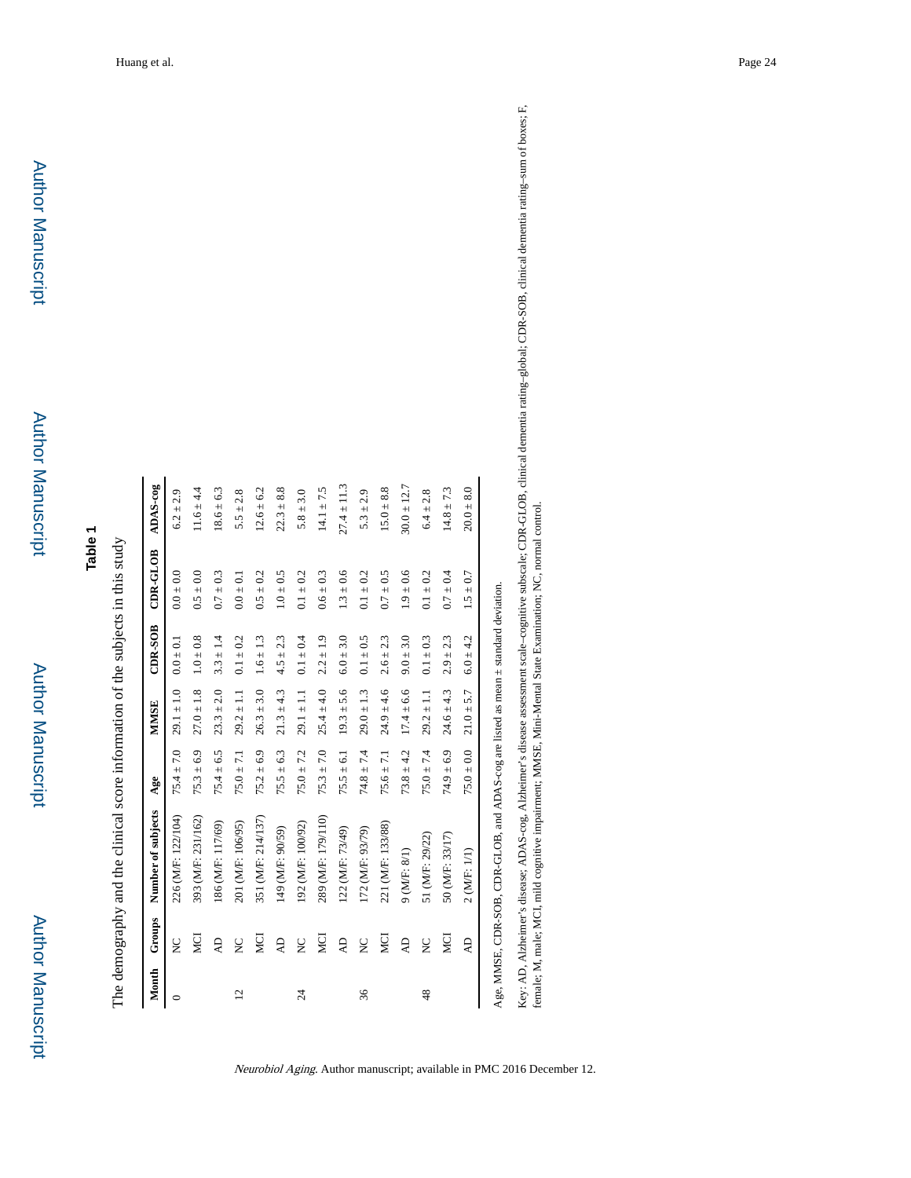## Table 1

The demography and the clinical score information of the subjects in this study

| Month | Groups | Number of subjects | Age | MMSE | CDR-SOB | CDR-GLOB | ADAS-cog |
|---|---|---|---|---|---|---|---|
| 0 | NC | 226 (M/F: 122/104) | 75.4 ± 7.0 | 29.1 ± 1.0 | 0.0 ± 0.1 | 0.0 ± 0.0 | 6.2 ± 2.9 |
| | MCI | 393 (M/F: 231/162) | 75.3 ± 6.9 | 27.0 ± 1.8 | 1.0 ± 0.8 | 0.5 ± 0.0 | 11.6 ± 4.4 |
| | AD | 186 (M/F: 117/69) | 75.4 ± 6.5 | 23.3 ± 2.0 | 3.3 ± 1.4 | 0.7 ± 0.3 | 18.6 ± 6.3 |
| 12 | NC | 201 (M/F: 106/95) | 75.0 ± 7.1 | 29.2 ± 1.1 | 0.1 ± 0.2 | 0.0 ± 0.1 | 5.5 ± 2.8 |
| | MCI | 351 (M/F: 214/137) | 75.2 ± 6.9 | 26.3 ± 3.0 | 1.6 ± 1.3 | 0.5 ± 0.2 | 12.6 ± 6.2 |
| | AD | 149 (M/F: 90/59) | 75.5 ± 6.3 | 21.3 ± 4.3 | 4.5 ± 2.3 | 1.0 ± 0.5 | 22.3 ± 8.8 |
| 24 | NC | 192 (M/F: 100/92) | 75.0 ± 7.2 | 29.1 ± 1.1 | 0.1 ± 0.4 | 0.1 ± 0.2 | 5.8 ± 3.0 |
| | MCI | 289 (M/F: 179/110) | 75.3 ± 7.0 | 25.4 ± 4.0 | 2.2 ± 1.9 | 0.6 ± 0.3 | 14.1 ± 7.5 |
| | AD | 122 (M/F: 73/49) | 75.5 ± 6.1 | 19.3 ± 5.6 | 6.0 ± 3.0 | 1.3 ± 0.6 | 27.4 ± 11.3 |
| 36 | NC | 172 (M/F: 93/79) | 74.8 ± 7.4 | 29.0 ± 1.3 | 0.1 ± 0.5 | 0.1 ± 0.2 | 5.3 ± 2.9 |
| | MCI | 221 (M/F: 133/88) | 75.6 ± 7.1 | 24.9 ± 4.6 | 2.6 ± 2.3 | 0.7 ± 0.5 | 15.0 ± 8.8 |
| | AD | 9 (M/F: 8/1) | 73.8 ± 4.2 | 17.4 ± 6.6 | 9.0 ± 3.0 | 1.9 ± 0.6 | 30.0 ± 12.7 |
| 48 | NC | 51 (M/F: 29/22) | 75.0 ± 7.4 | 29.2 ± 1.1 | 0.1 ± 0.3 | 0.1 ± 0.2 | 6.4 ± 2.8 |
| | MCI | 50 (M/F: 33/17) | 74.9 ± 6.9 | 24.6 ± 4.3 | 2.9 ± 2.3 | 0.7 ± 0.4 | 14.8 ± 7.3 |
| | AD | 2 (M/F: 1/1) | 75.0 ± 0.0 | 21.0 ± 5.7 | 6.0 ± 4.2 | 1.5 ± 0.7 | 20.0 ± 8.0 |

Age, MMSE, CDR-SOB, CDR-GLOB, and ADAS-cog are listed as mean ± standard deviation.

Key: AD, Alzheimer's disease; ADAS-cog, Alzheimer's disease assessment scale–cognitive subscale; CDR-GLOB, clinical dementia rating–global; CDR-SOB, clinical dementia rating–sum of boxes; F, female; M, male; MCI, mild cognitive impairment; MMSE, Mini-Mental State Examination; NC, normal control.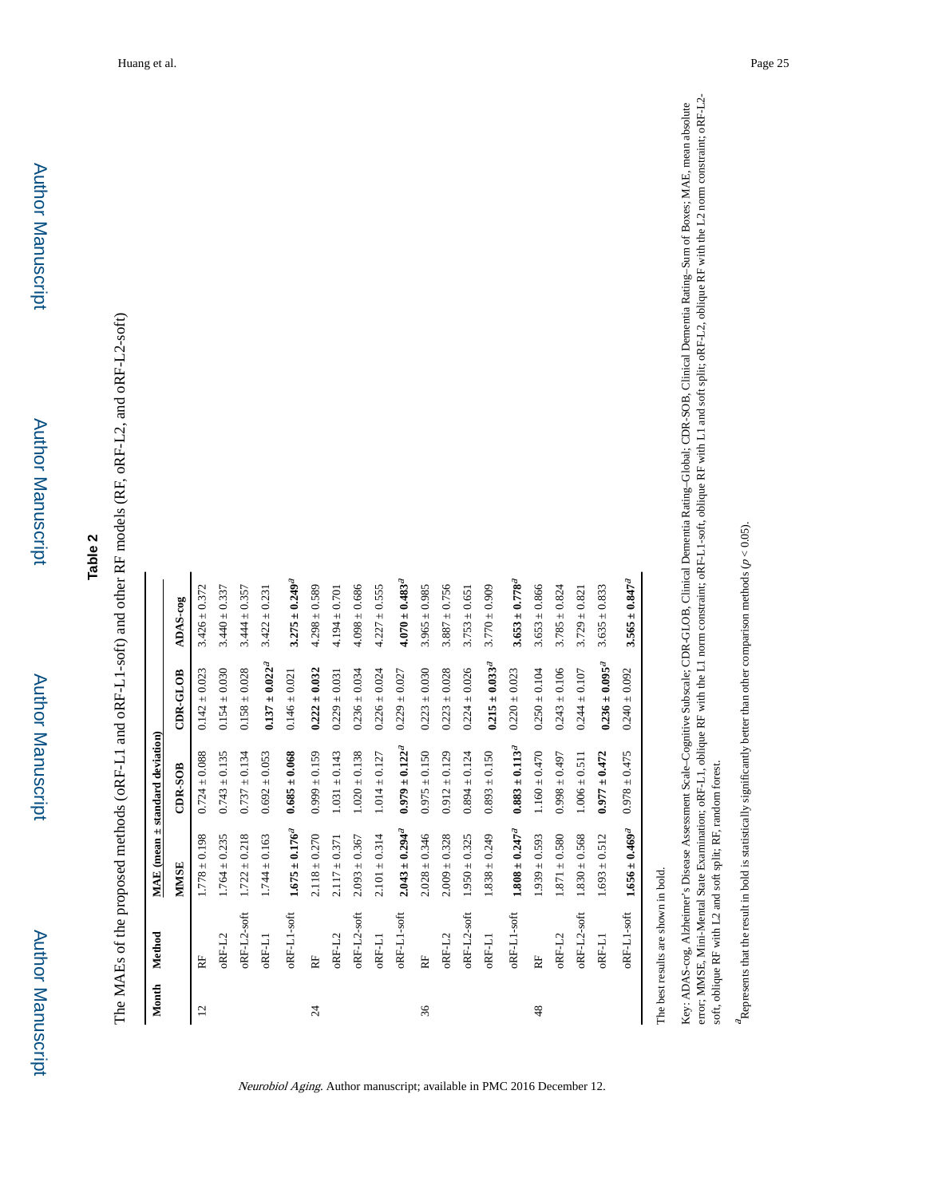## Table 2

The MAEs of the proposed methods (oRF-L1 and oRF-L1-soft) and other RF models (RF, oRF-L2, and oRF-L2-soft)

| Month | Method | MAE (mean ± standard deviation) | | | |
|---|---|---|---|---|---|
| | | MMSE | CDR-SOB | CDR-GLOB | ADAS-cog |
| 12 | RF | 1.778 ± 0.198 | 0.724 ± 0.088 | 0.142 ± 0.023 | 3.426 ± 0.372 |
| | oRF-L2 | 1.764 ± 0.235 | 0.743 ± 0.135 | 0.154 ± 0.030 | 3.440 ± 0.337 |
| | oRF-L2-soft | 1.722 ± 0.218 | 0.737 ± 0.134 | 0.158 ± 0.028 | 3.444 ± 0.357 |
| | oRF-L1 | 1.744 ± 0.163 | 0.692 ± 0.053 | **0.137 ± 0.022**[a] | 3.422 ± 0.231 |
| | oRF-L1-soft | **1.675 ± 0.176**[a] | **0.685 ± 0.068** | 0.146 ± 0.021 | **3.275 ± 0.249**[a] |
| 24 | RF | 2.118 ± 0.270 | 0.999 ± 0.159 | **0.222 ± 0.032** | 4.298 ± 0.589 |
| | oRF-L2 | 2.117 ± 0.371 | 1.031 ± 0.143 | 0.229 ± 0.031 | 4.194 ± 0.701 |
| | oRF-L2-soft | 2.093 ± 0.367 | 1.020 ± 0.138 | 0.236 ± 0.034 | 4.098 ± 0.686 |
| | oRF-L1 | 2.101 ± 0.314 | 1.014 ± 0.127 | 0.226 ± 0.024 | 4.227 ± 0.555 |
| | oRF-L1-soft | **2.043 ± 0.294**[a] | **0.979 ± 0.122**[a] | 0.229 ± 0.027 | **4.070 ± 0.483**[a] |
| 36 | RF | 2.028 ± 0.346 | 0.975 ± 0.150 | 0.223 ± 0.030 | 3.965 ± 0.985 |
| | oRF-L2 | 2.009 ± 0.328 | 0.912 ± 0.129 | 0.223 ± 0.028 | 3.887 ± 0.756 |
| | oRF-L2-soft | 1.950 ± 0.325 | 0.894 ± 0.124 | 0.224 ± 0.026 | 3.753 ± 0.651 |
| | oRF-L1 | 1.838 ± 0.249 | 0.893 ± 0.150 | **0.215 ± 0.033**[a] | 3.770 ± 0.909 |
| | oRF-L1-soft | **1.808 ± 0.247**[a] | **0.883 ± 0.113**[a] | 0.220 ± 0.023 | **3.653 ± 0.778**[a] |
| 48 | RF | 1.939 ± 0.593 | 1.160 ± 0.470 | 0.250 ± 0.104 | 3.653 ± 0.866 |
| | oRF-L2 | 1.871 ± 0.580 | 0.998 ± 0.497 | 0.243 ± 0.106 | 3.785 ± 0.824 |
| | oRF-L2-soft | 1.830 ± 0.568 | 1.006 ± 0.511 | 0.244 ± 0.107 | 3.729 ± 0.821 |
| | oRF-L1 | 1.693 ± 0.512 | **0.977 ± 0.472** | **0.236 ± 0.095**[a] | 3.635 ± 0.833 |
| | oRF-L1-soft | **1.656 ± 0.469**[a] | 0.978 ± 0.475 | 0.240 ± 0.092 | **3.565 ± 0.847**[a] |

The best results are shown in bold.

Key: ADAS-cog, Alzheimer's Disease Assessment Scale–Cognitive Subscale; CDR-GLOB, Clinical Dementia Rating–Global; CDR-SOB, Clinical Dementia Rating–Sum of Boxes; MAE, mean absolute error; MMSE, Mini-Mental State Examination; oRF-L1, oblique RF with the L1 norm constraint; oRF-L1-soft, oblique RF with L1 and soft split; oRF-L2, oblique RF with the L2 norm constraint; oRF-L2-soft, oblique RF with L2 and soft split; RF, random forest.

[a] Represents that the result in bold is statistically significantly better than other comparison methods ($p < 0.05$).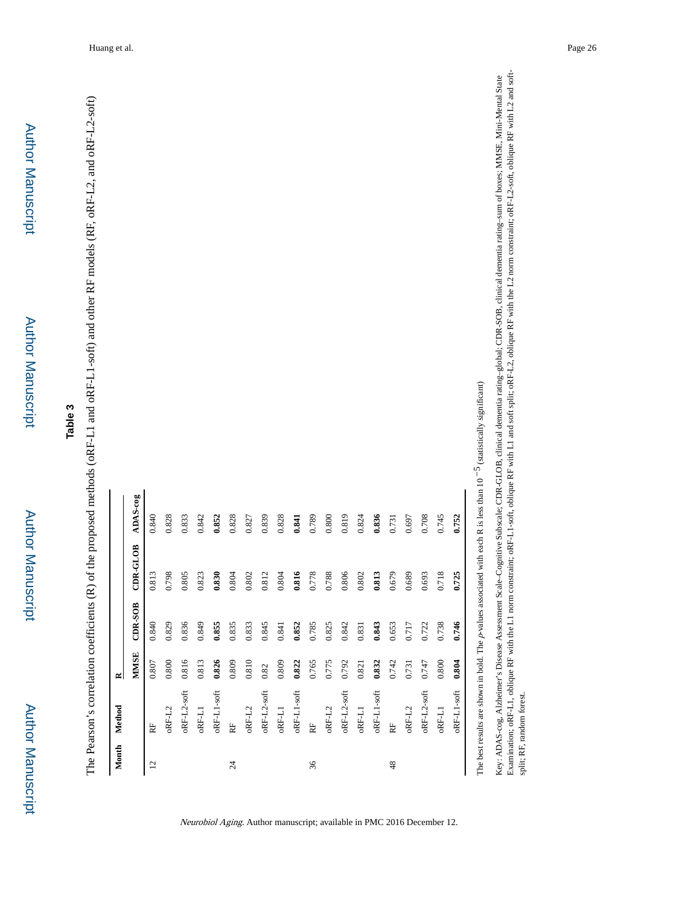**Table 3**

The Pearson's correlation coefficients (R) of the proposed methods (oRF-L1 and oRF-L1-soft) and other RF models (RF, oRF-L2, and oRF-L2-soft)

| Month | Method | R | | | |
|---|---|---|---|---|---|
| | | MMSE | CDR-SOB | CDR-GLOB | ADAS-cog |
| 12 | RF | 0.807 | 0.840 | 0.813 | 0.840 |
| | oRF-L2 | 0.800 | 0.829 | 0.798 | 0.828 |
| | oRF-L2-soft | 0.816 | 0.836 | 0.805 | 0.833 |
| | oRF-L1 | 0.813 | 0.849 | 0.823 | 0.842 |
| | oRF-L1-soft | **0.826** | **0.855** | **0.830** | **0.852** |
| 24 | RF | 0.809 | 0.835 | 0.804 | 0.828 |
| | oRF-L2 | 0.810 | 0.833 | 0.802 | 0.827 |
| | oRF-L2-soft | 0.82 | 0.845 | 0.812 | 0.839 |
| | oRF-L1 | 0.809 | 0.841 | 0.804 | 0.828 |
| | oRF-L1-soft | **0.822** | **0.852** | **0.816** | **0.841** |
| 36 | RF | 0.765 | 0.785 | 0.778 | 0.789 |
| | oRF-L2 | 0.775 | 0.825 | 0.788 | 0.800 |
| | oRF-L2-soft | 0.792 | 0.842 | 0.806 | 0.819 |
| | oRF-L1 | 0.821 | 0.831 | 0.802 | 0.824 |
| | oRF-L1-soft | **0.832** | **0.843** | **0.813** | **0.836** |
| 48 | RF | 0.742 | 0.653 | 0.679 | 0.731 |
| | oRF-L2 | 0.731 | 0.717 | 0.689 | 0.697 |
| | oRF-L2-soft | 0.747 | 0.722 | 0.693 | 0.708 |
| | oRF-L1 | 0.800 | 0.738 | 0.718 | 0.745 |
| | oRF-L1-soft | **0.804** | **0.746** | **0.725** | **0.752** |

The best results are shown in bold. The *p*-values associated with each R is less than $10^{-5}$ (statistically significant)

Key: ADAS-cog, Alzheimer's Disease Assessment Scale-Cognitive Subscale; CDR-GLOB, clinical dementia rating-global; CDR-SOB, clinical dementia rating-sum of boxes; MMSE, Mini-Mental State Examination; oRF-L1, oblique RF with the L1 norm constraint; oRF-L1-soft, oblique RF with L1 and soft split; oRF-L2, oblique RF with the L2 norm constraint; oRF-L2-soft, oblique RF with L2 and soft-split; RF, random forest.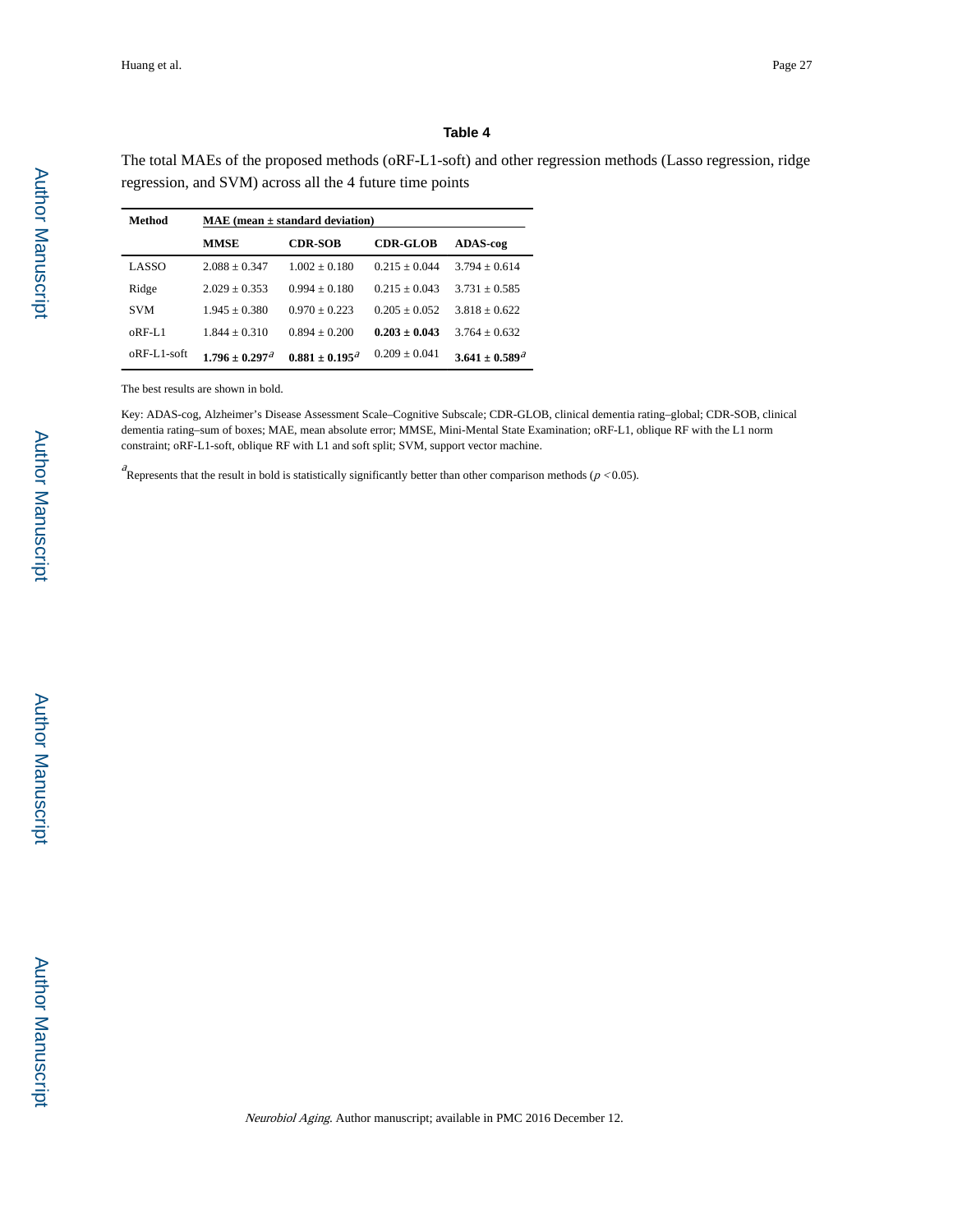# Table 4

The total MAEs of the proposed methods (oRF-L1-soft) and other regression methods (Lasso regression, ridge regression, and SVM) across all the 4 future time points

| Method | MAE (mean ± standard deviation) | | | |
|---|---|---|---|---|
| | **MMSE** | **CDR-SOB** | **CDR-GLOB** | **ADAS-cog** |
| LASSO | 2.088 ± 0.347 | 1.002 ± 0.180 | 0.215 ± 0.044 | 3.794 ± 0.614 |
| Ridge | 2.029 ± 0.353 | 0.994 ± 0.180 | 0.215 ± 0.043 | 3.731 ± 0.585 |
| SVM | 1.945 ± 0.380 | 0.970 ± 0.223 | 0.205 ± 0.052 | 3.818 ± 0.622 |
| oRF-L1 | 1.844 ± 0.310 | 0.894 ± 0.200 | **0.203 ± 0.043** | 3.764 ± 0.632 |
| oRF-L1-soft | **1.796 ± 0.297**[a] | **0.881 ± 0.195**[a] | 0.209 ± 0.041 | **3.641 ± 0.589**[a] |

The best results are shown in bold.

Key: ADAS-cog, Alzheimer's Disease Assessment Scale–Cognitive Subscale; CDR-GLOB, clinical dementia rating–global; CDR-SOB, clinical dementia rating–sum of boxes; MAE, mean absolute error; MMSE, Mini-Mental State Examination; oRF-L1, oblique RF with the L1 norm constraint; oRF-L1-soft, oblique RF with L1 and soft split; SVM, support vector machine.

[a]Represents that the result in bold is statistically significantly better than other comparison methods ($p < 0.05$).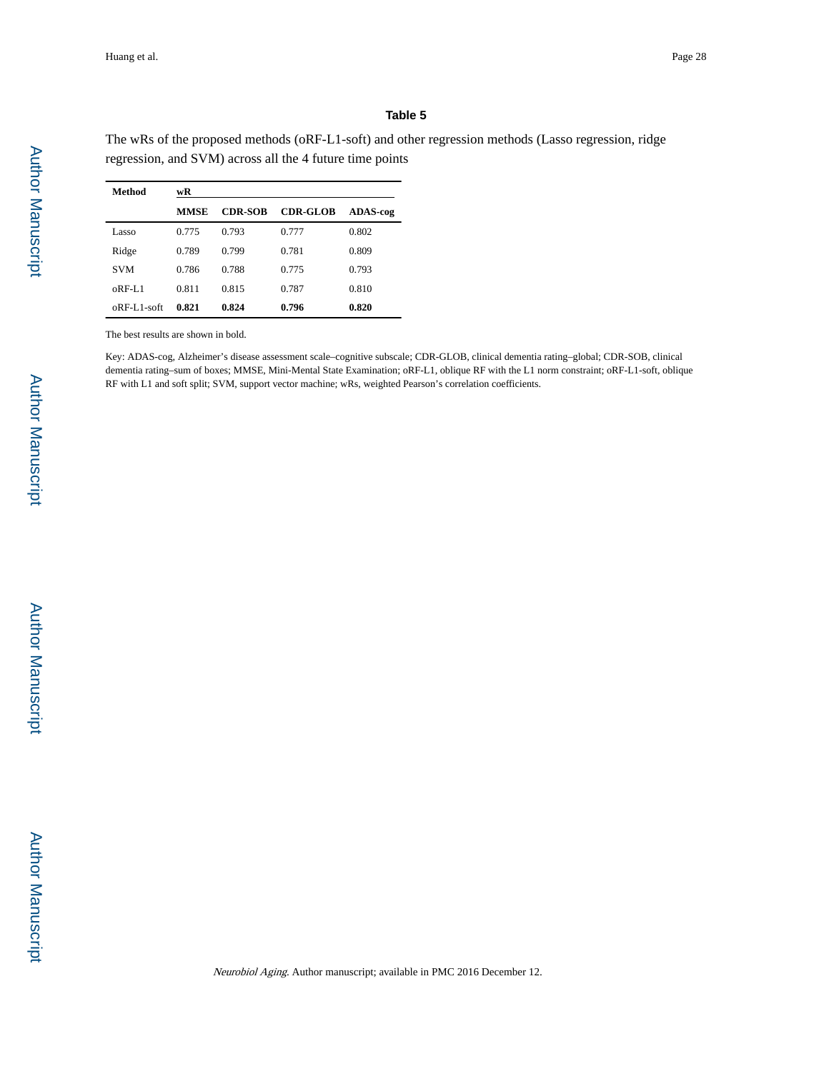## Table 5

The wRs of the proposed methods (oRF-L1-soft) and other regression methods (Lasso regression, ridge regression, and SVM) across all the 4 future time points

| Method | wR | | | |
|---|---|---|---|---|
| | MMSE | CDR-SOB | CDR-GLOB | ADAS-cog |
| Lasso | 0.775 | 0.793 | 0.777 | 0.802 |
| Ridge | 0.789 | 0.799 | 0.781 | 0.809 |
| SVM | 0.786 | 0.788 | 0.775 | 0.793 |
| oRF-L1 | 0.811 | 0.815 | 0.787 | 0.810 |
| oRF-L1-soft | **0.821** | **0.824** | **0.796** | **0.820** |

The best results are shown in bold.

Key: ADAS-cog, Alzheimer's disease assessment scale–cognitive subscale; CDR-GLOB, clinical dementia rating–global; CDR-SOB, clinical dementia rating–sum of boxes; MMSE, Mini-Mental State Examination; oRF-L1, oblique RF with the L1 norm constraint; oRF-L1-soft, oblique RF with L1 and soft split; SVM, support vector machine; wRs, weighted Pearson's correlation coefficients.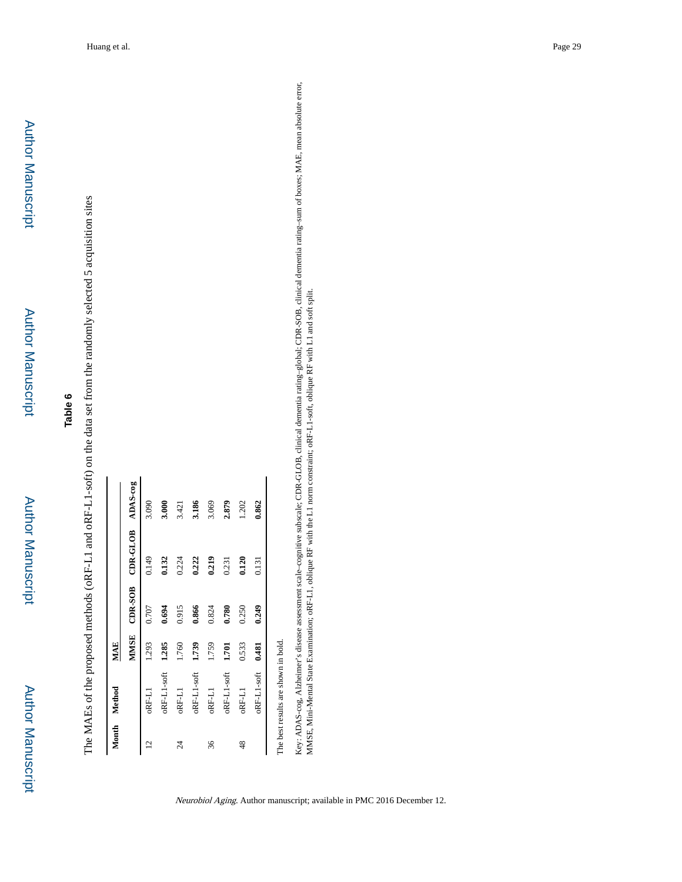**Table 6**

The MAEs of the proposed methods (oRF-L1 and oRF-L1-soft) on the data set from the randomly selected 5 acquisition sites

| Month | Method | MAE | | | |
|---|---|---|---|---|---|
| | | MMSE | CDR-SOB | CDR-GLOB | ADAS-cog |
| 12 | oRF-L1 | 1.293 | 0.707 | 0.149 | 3.090 |
| | oRF-L1-soft | **1.285** | **0.694** | **0.132** | **3.000** |
| 24 | oRF-L1 | 1.760 | 0.915 | 0.224 | 3.421 |
| | oRF-L1-soft | **1.739** | **0.866** | **0.222** | **3.186** |
| 36 | oRF-L1 | 1.759 | 0.824 | **0.219** | 3.069 |
| | oRF-L1-soft | **1.701** | **0.780** | 0.231 | **2.879** |
| 48 | oRF-L1 | 0.533 | 0.250 | **0.120** | 1.202 |
| | oRF-L1-soft | **0.481** | **0.249** | 0.131 | **0.862** |

The best results are shown in bold.

Key: ADAS-cog, Alzheimer's disease assessment scale–cognitive subscale; CDR-GLOB, clinical dementia rating–global; CDR-SOB, clinical dementia rating–sum of boxes; MAE, mean absolute error, MMSE, Mini-Mental State Examination; oRF-L1, oblique RF with the L1 norm constraint; oRF-L1-soft, oblique RF with L1 and soft split.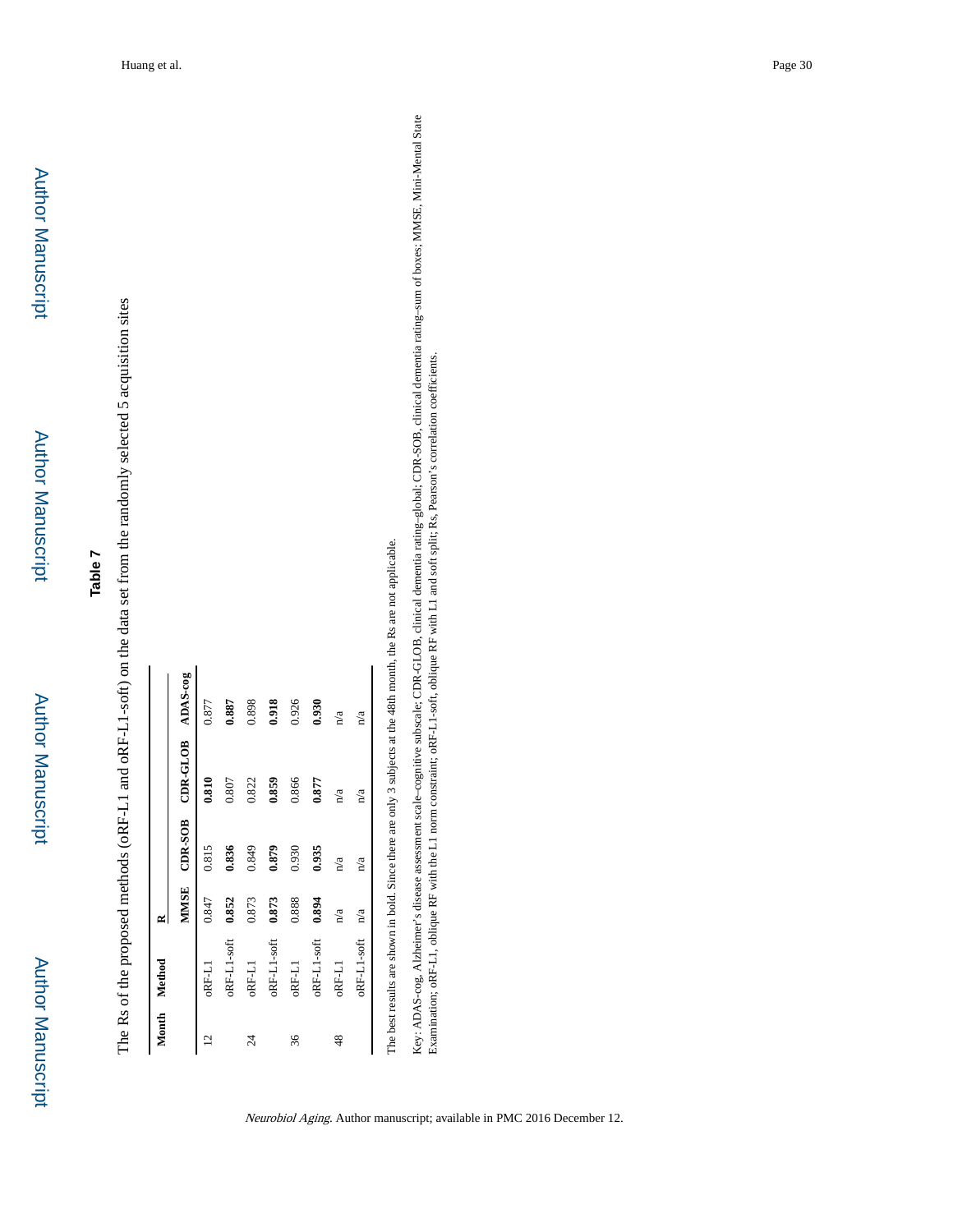## Table 7

The Rs of the proposed methods (oRF-L1 and oRF-L1-soft) on the data set from the randomly selected 5 acquisition sites

| Month | Method | R | | | |
|---|---|---|---|---|---|
| | | MMSE | CDR-SOB | CDR-GLOB | ADAS-cog |
| 12 | oRF-L1 | 0.847 | 0.815 | **0.810** | 0.877 |
| | oRF-L1-soft | **0.852** | **0.836** | 0.807 | **0.887** |
| 24 | oRF-L1 | 0.873 | 0.849 | 0.822 | 0.898 |
| | oRF-L1-soft | **0.873** | **0.879** | **0.859** | **0.918** |
| 36 | oRF-L1 | 0.888 | 0.930 | 0.866 | 0.926 |
| | oRF-L1-soft | **0.894** | **0.935** | **0.877** | **0.930** |
| 48 | oRF-L1 | n/a | n/a | n/a | n/a |
| | oRF-L1-soft | n/a | n/a | n/a | n/a |

The best results are shown in bold. Since there are only 3 subjects at the 48th month, the Rs are not applicable.

Key: ADAS-cog, Alzheimer's disease assessment scale–cognitive subscale; CDR-GLOB, clinical dementia rating–global; CDR-SOB, clinical dementia rating–sum of boxes; MMSE, Mini-Mental State Examination; oRF-L1, oblique RF with the L1 norm constraint; oRF-L1-soft, oblique RF with L1 and soft split; Rs, Pearson's correlation coefficients.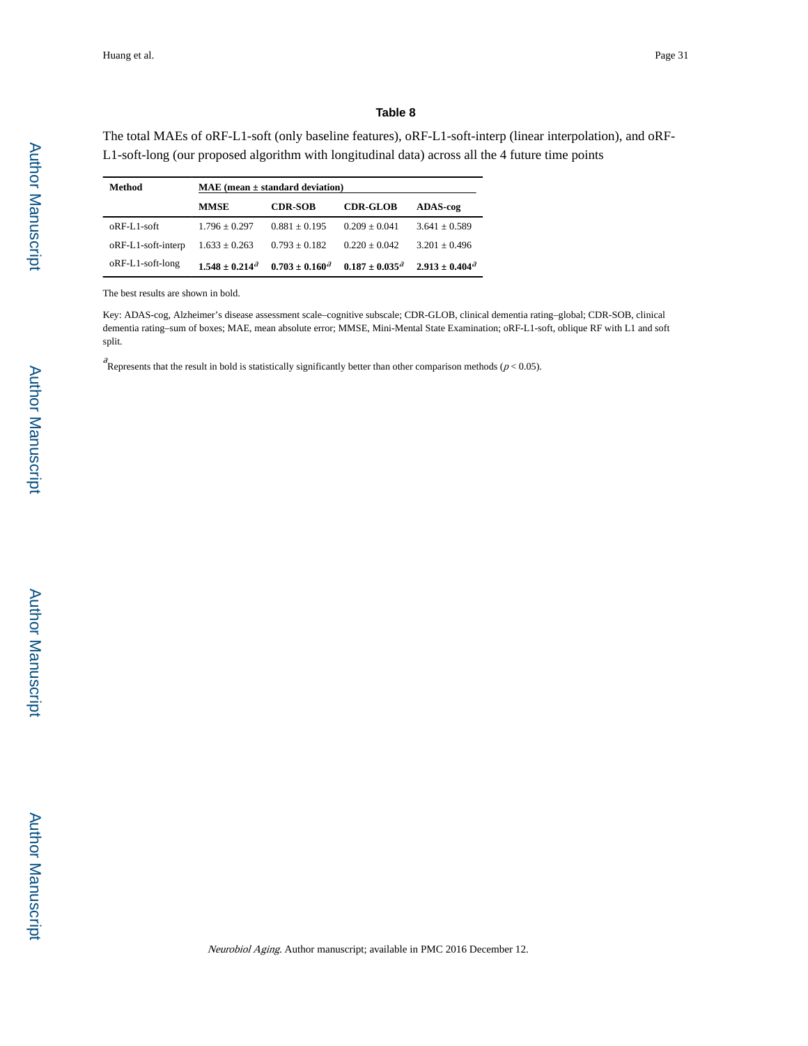# Table 8

The total MAEs of oRF-L1-soft (only baseline features), oRF-L1-soft-interp (linear interpolation), and oRF-L1-soft-long (our proposed algorithm with longitudinal data) across all the 4 future time points

| Method | MAE (mean ± standard deviation) | | | |
|---|---|---|---|---|
| | **MMSE** | **CDR-SOB** | **CDR-GLOB** | **ADAS-cog** |
| oRF-L1-soft | 1.796 ± 0.297 | 0.881 ± 0.195 | 0.209 ± 0.041 | 3.641 ± 0.589 |
| oRF-L1-soft-interp | 1.633 ± 0.263 | 0.793 ± 0.182 | 0.220 ± 0.042 | 3.201 ± 0.496 |
| oRF-L1-soft-long | **1.548 ± 0.214**[a] | **0.703 ± 0.160**[a] | **0.187 ± 0.035**[a] | **2.913 ± 0.404**[a] |

The best results are shown in bold.

Key: ADAS-cog, Alzheimer's disease assessment scale–cognitive subscale; CDR-GLOB, clinical dementia rating–global; CDR-SOB, clinical dementia rating–sum of boxes; MAE, mean absolute error; MMSE, Mini-Mental State Examination; oRF-L1-soft, oblique RF with L1 and soft split.

[a]Represents that the result in bold is statistically significantly better than other comparison methods ($p < 0.05$).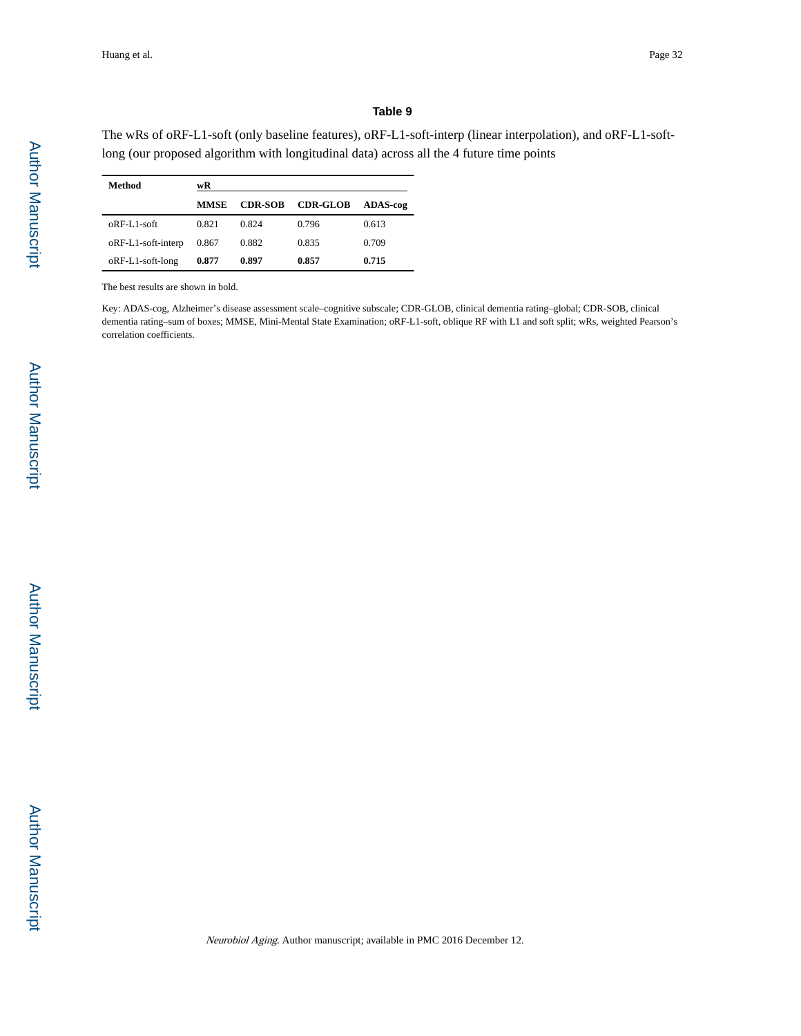## Table 9

The wRs of oRF-L1-soft (only baseline features), oRF-L1-soft-interp (linear interpolation), and oRF-L1-soft-long (our proposed algorithm with longitudinal data) across all the 4 future time points

| Method | wR | | | |
|---|---|---|---|---|
| | **MMSE** | **CDR-SOB** | **CDR-GLOB** | **ADAS-cog** |
| oRF-L1-soft | 0.821 | 0.824 | 0.796 | 0.613 |
| oRF-L1-soft-interp | 0.867 | 0.882 | 0.835 | 0.709 |
| oRF-L1-soft-long | **0.877** | **0.897** | **0.857** | **0.715** |

The best results are shown in bold.

Key: ADAS-cog, Alzheimer's disease assessment scale–cognitive subscale; CDR-GLOB, clinical dementia rating–global; CDR-SOB, clinical dementia rating–sum of boxes; MMSE, Mini-Mental State Examination; oRF-L1-soft, oblique RF with L1 and soft split; wRs, weighted Pearson's correlation coefficients.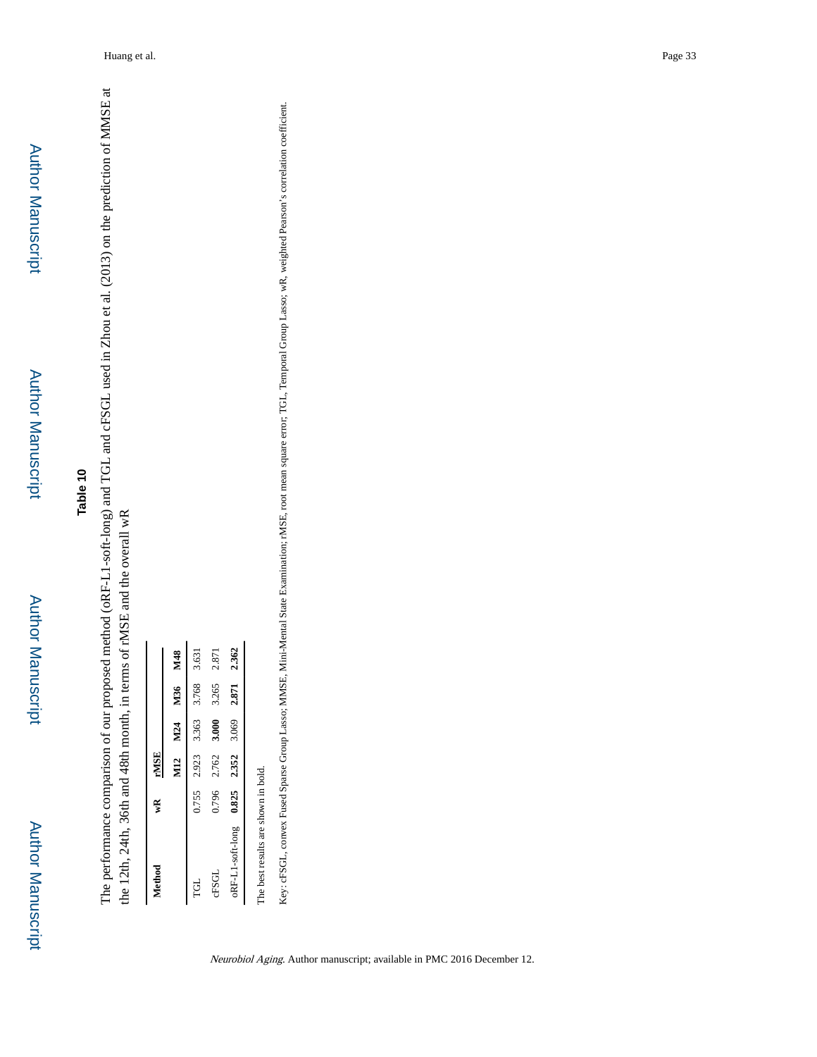## Table 10

The performance comparison of our proposed method (oRF-L1-soft-long) and TGL and cFSGL used in Zhou et al. (2013) on the prediction of MMSE at the 12th, 24th, 36th and 48th month, in terms of rMSE and the overall wR

| Method | wR | rMSE | | | |
|---|---|---|---|---|---|
| | | M12 | M24 | M36 | M48 |
| TGL | 0.755 | 2.923 | 3.363 | 3.768 | 3.631 |
| cFSGL | 0.796 | 2.762 | **3.000** | 3.265 | 2.871 |
| oRF-L1-soft-long | **0.825** | **2.352** | 3.069 | **2.871** | **2.362** |

The best results are shown in bold.

Key: cFSGL, convex Fused Sparse Group Lasso; MMSE, Mini-Mental State Examination; rMSE, root mean square error; TGL, Temporal Group Lasso; wR, weighted Pearson's correlation coefficient.